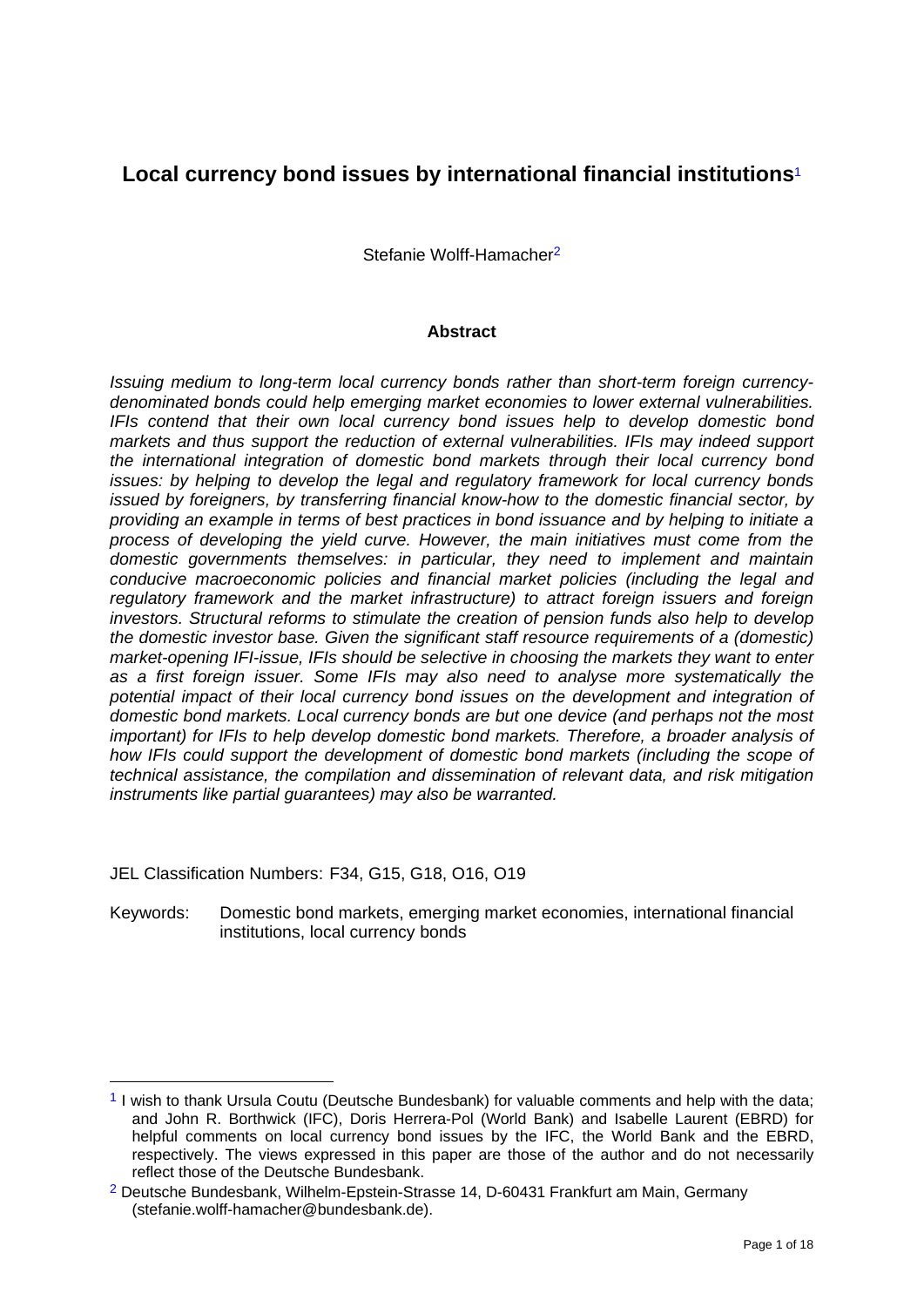# Local currency bond issues by international financial institutions[1]

Stefanie Wolff-Hamacher[2]

### Abstract

*Issuing medium to long-term local currency bonds rather than short-term foreign currency-denominated bonds could help emerging market economies to lower external vulnerabilities. IFIs contend that their own local currency bond issues help to develop domestic bond markets and thus support the reduction of external vulnerabilities. IFIs may indeed support the international integration of domestic bond markets through their local currency bond issues: by helping to develop the legal and regulatory framework for local currency bonds issued by foreigners, by transferring financial know-how to the domestic financial sector, by providing an example in terms of best practices in bond issuance and by helping to initiate a process of developing the yield curve. However, the main initiatives must come from the domestic governments themselves: in particular, they need to implement and maintain conducive macroeconomic policies and financial market policies (including the legal and regulatory framework and the market infrastructure) to attract foreign issuers and foreign investors. Structural reforms to stimulate the creation of pension funds also help to develop the domestic investor base. Given the significant staff resource requirements of a (domestic) market-opening IFI-issue, IFIs should be selective in choosing the markets they want to enter as a first foreign issuer. Some IFIs may also need to analyse more systematically the potential impact of their local currency bond issues on the development and integration of domestic bond markets. Local currency bonds are but one device (and perhaps not the most important) for IFIs to help develop domestic bond markets. Therefore, a broader analysis of how IFIs could support the development of domestic bond markets (including the scope of technical assistance, the compilation and dissemination of relevant data, and risk mitigation instruments like partial guarantees) may also be warranted.*

JEL Classification Numbers: F34, G15, G18, O16, O19

Keywords: Domestic bond markets, emerging market economies, international financial institutions, local currency bonds

---

[1] I wish to thank Ursula Coutu (Deutsche Bundesbank) for valuable comments and help with the data; and John R. Borthwick (IFC), Doris Herrera-Pol (World Bank) and Isabelle Laurent (EBRD) for helpful comments on local currency bond issues by the IFC, the World Bank and the EBRD, respectively. The views expressed in this paper are those of the author and do not necessarily reflect those of the Deutsche Bundesbank.

[2] Deutsche Bundesbank, Wilhelm-Epstein-Strasse 14, D-60431 Frankfurt am Main, Germany (stefanie.wolff-hamacher@bundesbank.de).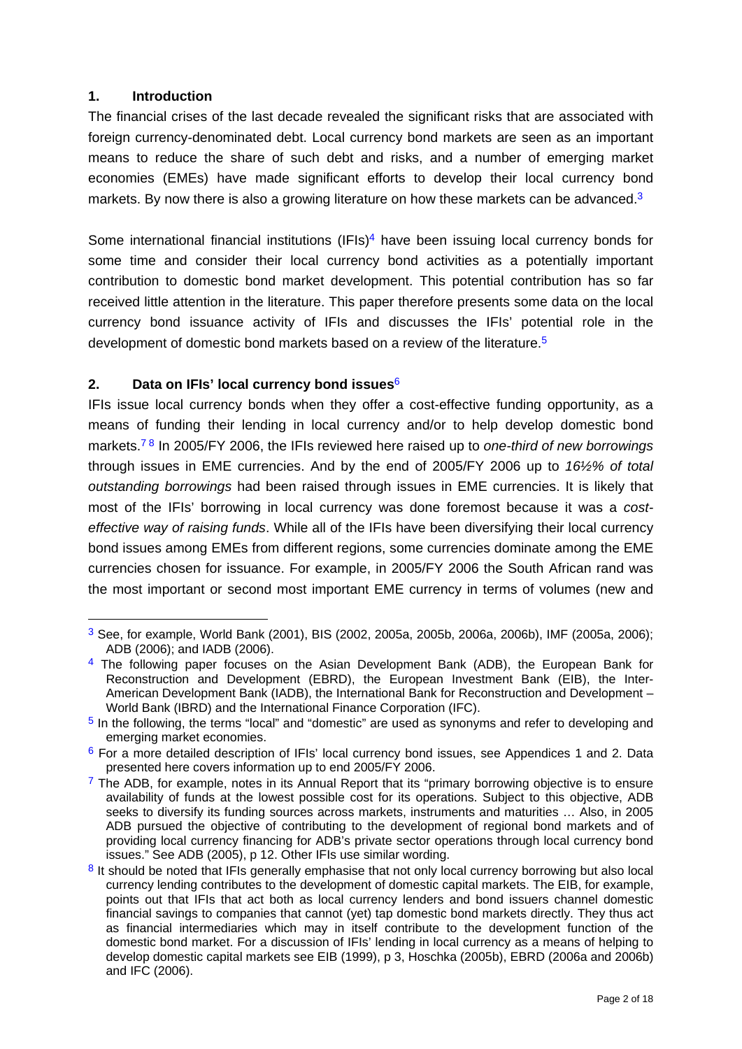## 1. Introduction

The financial crises of the last decade revealed the significant risks that are associated with foreign currency-denominated debt. Local currency bond markets are seen as an important means to reduce the share of such debt and risks, and a number of emerging market economies (EMEs) have made significant efforts to develop their local currency bond markets. By now there is also a growing literature on how these markets can be advanced.[3]

Some international financial institutions (IFIs)[4] have been issuing local currency bonds for some time and consider their local currency bond activities as a potentially important contribution to domestic bond market development. This potential contribution has so far received little attention in the literature. This paper therefore presents some data on the local currency bond issuance activity of IFIs and discusses the IFIs' potential role in the development of domestic bond markets based on a review of the literature.[5]

## 2. Data on IFIs' local currency bond issues[6]

IFIs issue local currency bonds when they offer a cost-effective funding opportunity, as a means of funding their lending in local currency and/or to help develop domestic bond markets.[7] [8] In 2005/FY 2006, the IFIs reviewed here raised up to *one-third of new borrowings* through issues in EME currencies. And by the end of 2005/FY 2006 up to *16½% of total outstanding borrowings* had been raised through issues in EME currencies. It is likely that most of the IFIs' borrowing in local currency was done foremost because it was a *cost-effective way of raising funds*. While all of the IFIs have been diversifying their local currency bond issues among EMEs from different regions, some currencies dominate among the EME currencies chosen for issuance. For example, in 2005/FY 2006 the South African rand was the most important or second most important EME currency in terms of volumes (new and

---

[3] See, for example, World Bank (2001), BIS (2002, 2005a, 2005b, 2006a, 2006b), IMF (2005a, 2006); ADB (2006); and IADB (2006).

[4] The following paper focuses on the Asian Development Bank (ADB), the European Bank for Reconstruction and Development (EBRD), the European Investment Bank (EIB), the Inter-American Development Bank (IADB), the International Bank for Reconstruction and Development – World Bank (IBRD) and the International Finance Corporation (IFC).

[5] In the following, the terms "local" and "domestic" are used as synonyms and refer to developing and emerging market economies.

[6] For a more detailed description of IFIs' local currency bond issues, see Appendices 1 and 2. Data presented here covers information up to end 2005/FY 2006.

[7] The ADB, for example, notes in its Annual Report that its "primary borrowing objective is to ensure availability of funds at the lowest possible cost for its operations. Subject to this objective, ADB seeks to diversify its funding sources across markets, instruments and maturities … Also, in 2005 ADB pursued the objective of contributing to the development of regional bond markets and of providing local currency financing for ADB's private sector operations through local currency bond issues." See ADB (2005), p 12. Other IFIs use similar wording.

[8] It should be noted that IFIs generally emphasise that not only local currency borrowing but also local currency lending contributes to the development of domestic capital markets. The EIB, for example, points out that IFIs that act both as local currency lenders and bond issuers channel domestic financial savings to companies that cannot (yet) tap domestic bond markets directly. They thus act as financial intermediaries which may in itself contribute to the development function of the domestic bond market. For a discussion of IFIs' lending in local currency as a means of helping to develop domestic capital markets see EIB (1999), p 3, Hoschka (2005b), EBRD (2006a and 2006b) and IFC (2006).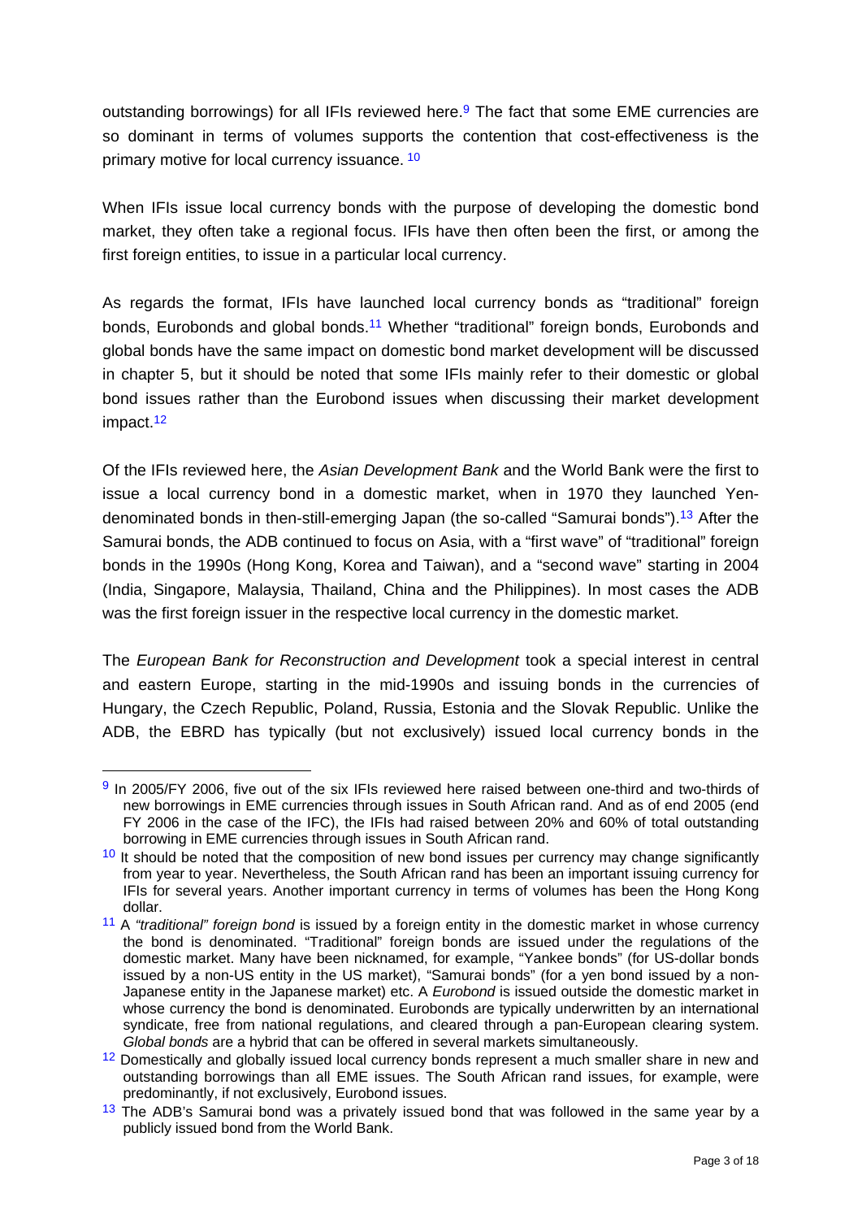outstanding borrowings) for all IFIs reviewed here.[9] The fact that some EME currencies are so dominant in terms of volumes supports the contention that cost-effectiveness is the primary motive for local currency issuance. [10]

When IFIs issue local currency bonds with the purpose of developing the domestic bond market, they often take a regional focus. IFIs have then often been the first, or among the first foreign entities, to issue in a particular local currency.

As regards the format, IFIs have launched local currency bonds as "traditional" foreign bonds, Eurobonds and global bonds.[11] Whether "traditional" foreign bonds, Eurobonds and global bonds have the same impact on domestic bond market development will be discussed in chapter 5, but it should be noted that some IFIs mainly refer to their domestic or global bond issues rather than the Eurobond issues when discussing their market development impact.[12]

Of the IFIs reviewed here, the *Asian Development Bank* and the World Bank were the first to issue a local currency bond in a domestic market, when in 1970 they launched Yen-denominated bonds in then-still-emerging Japan (the so-called "Samurai bonds").[13] After the Samurai bonds, the ADB continued to focus on Asia, with a "first wave" of "traditional" foreign bonds in the 1990s (Hong Kong, Korea and Taiwan), and a "second wave" starting in 2004 (India, Singapore, Malaysia, Thailand, China and the Philippines). In most cases the ADB was the first foreign issuer in the respective local currency in the domestic market.

The *European Bank for Reconstruction and Development* took a special interest in central and eastern Europe, starting in the mid-1990s and issuing bonds in the currencies of Hungary, the Czech Republic, Poland, Russia, Estonia and the Slovak Republic. Unlike the ADB, the EBRD has typically (but not exclusively) issued local currency bonds in the

---

[9] In 2005/FY 2006, five out of the six IFIs reviewed here raised between one-third and two-thirds of new borrowings in EME currencies through issues in South African rand. And as of end 2005 (end FY 2006 in the case of the IFC), the IFIs had raised between 20% and 60% of total outstanding borrowing in EME currencies through issues in South African rand.

[10] It should be noted that the composition of new bond issues per currency may change significantly from year to year. Nevertheless, the South African rand has been an important issuing currency for IFIs for several years. Another important currency in terms of volumes has been the Hong Kong dollar.

[11] A *"traditional" foreign bond* is issued by a foreign entity in the domestic market in whose currency the bond is denominated. "Traditional" foreign bonds are issued under the regulations of the domestic market. Many have been nicknamed, for example, "Yankee bonds" (for US-dollar bonds issued by a non-US entity in the US market), "Samurai bonds" (for a yen bond issued by a non-Japanese entity in the Japanese market) etc. A *Eurobond* is issued outside the domestic market in whose currency the bond is denominated. Eurobonds are typically underwritten by an international syndicate, free from national regulations, and cleared through a pan-European clearing system. *Global bonds* are a hybrid that can be offered in several markets simultaneously.

[12] Domestically and globally issued local currency bonds represent a much smaller share in new and outstanding borrowings than all EME issues. The South African rand issues, for example, were predominantly, if not exclusively, Eurobond issues.

[13] The ADB's Samurai bond was a privately issued bond that was followed in the same year by a publicly issued bond from the World Bank.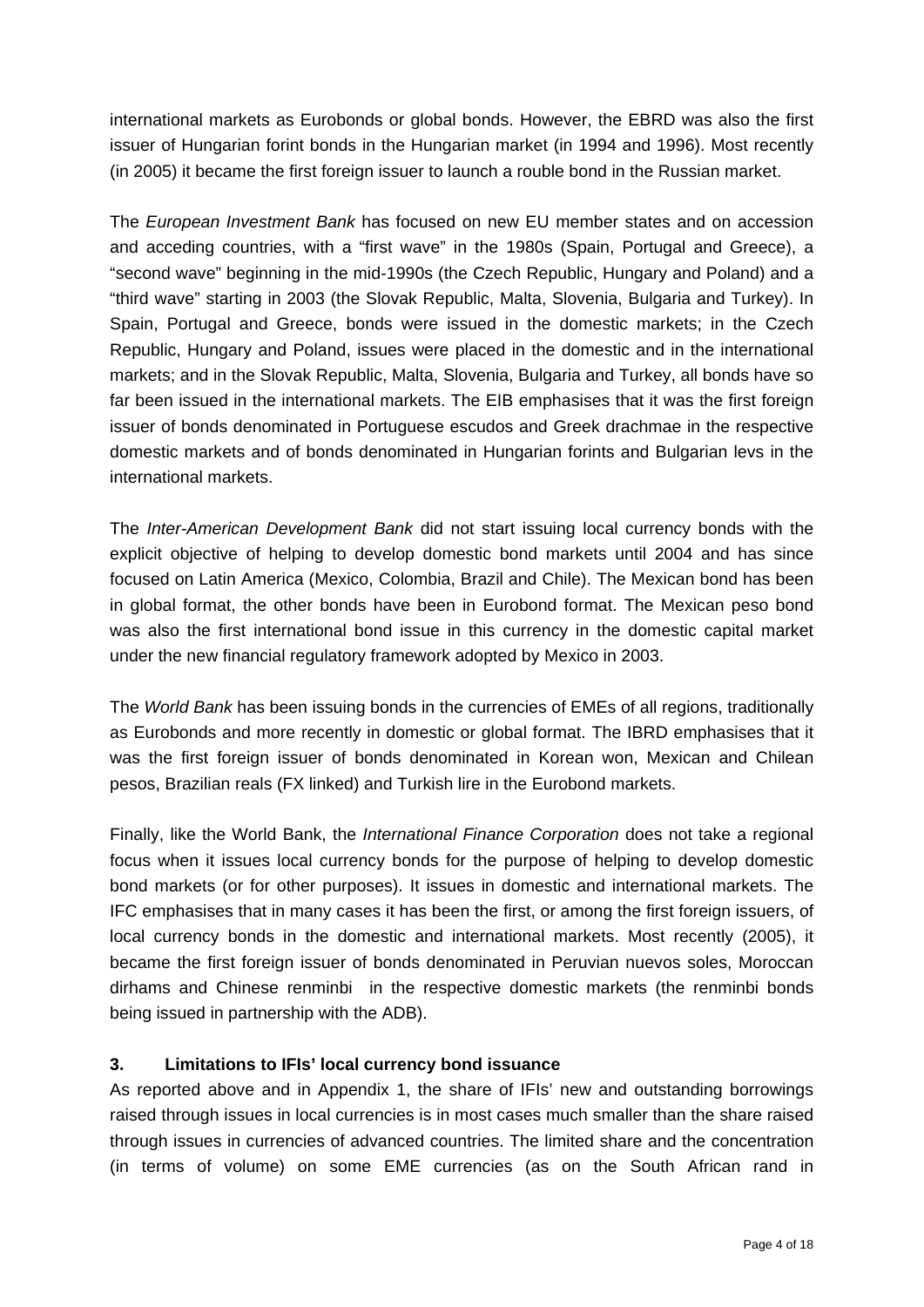international markets as Eurobonds or global bonds. However, the EBRD was also the first issuer of Hungarian forint bonds in the Hungarian market (in 1994 and 1996). Most recently (in 2005) it became the first foreign issuer to launch a rouble bond in the Russian market.

The *European Investment Bank* has focused on new EU member states and on accession and acceding countries, with a "first wave" in the 1980s (Spain, Portugal and Greece), a "second wave" beginning in the mid-1990s (the Czech Republic, Hungary and Poland) and a "third wave" starting in 2003 (the Slovak Republic, Malta, Slovenia, Bulgaria and Turkey). In Spain, Portugal and Greece, bonds were issued in the domestic markets; in the Czech Republic, Hungary and Poland, issues were placed in the domestic and in the international markets; and in the Slovak Republic, Malta, Slovenia, Bulgaria and Turkey, all bonds have so far been issued in the international markets. The EIB emphasises that it was the first foreign issuer of bonds denominated in Portuguese escudos and Greek drachmae in the respective domestic markets and of bonds denominated in Hungarian forints and Bulgarian levs in the international markets.

The *Inter-American Development Bank* did not start issuing local currency bonds with the explicit objective of helping to develop domestic bond markets until 2004 and has since focused on Latin America (Mexico, Colombia, Brazil and Chile). The Mexican bond has been in global format, the other bonds have been in Eurobond format. The Mexican peso bond was also the first international bond issue in this currency in the domestic capital market under the new financial regulatory framework adopted by Mexico in 2003.

The *World Bank* has been issuing bonds in the currencies of EMEs of all regions, traditionally as Eurobonds and more recently in domestic or global format. The IBRD emphasises that it was the first foreign issuer of bonds denominated in Korean won, Mexican and Chilean pesos, Brazilian reals (FX linked) and Turkish lire in the Eurobond markets.

Finally, like the World Bank, the *International Finance Corporation* does not take a regional focus when it issues local currency bonds for the purpose of helping to develop domestic bond markets (or for other purposes). It issues in domestic and international markets. The IFC emphasises that in many cases it has been the first, or among the first foreign issuers, of local currency bonds in the domestic and international markets. Most recently (2005), it became the first foreign issuer of bonds denominated in Peruvian nuevos soles, Moroccan dirhams and Chinese renminbi in the respective domestic markets (the renminbi bonds being issued in partnership with the ADB).

### 3. Limitations to IFIs' local currency bond issuance

As reported above and in Appendix 1, the share of IFIs' new and outstanding borrowings raised through issues in local currencies is in most cases much smaller than the share raised through issues in currencies of advanced countries. The limited share and the concentration (in terms of volume) on some EME currencies (as on the South African rand in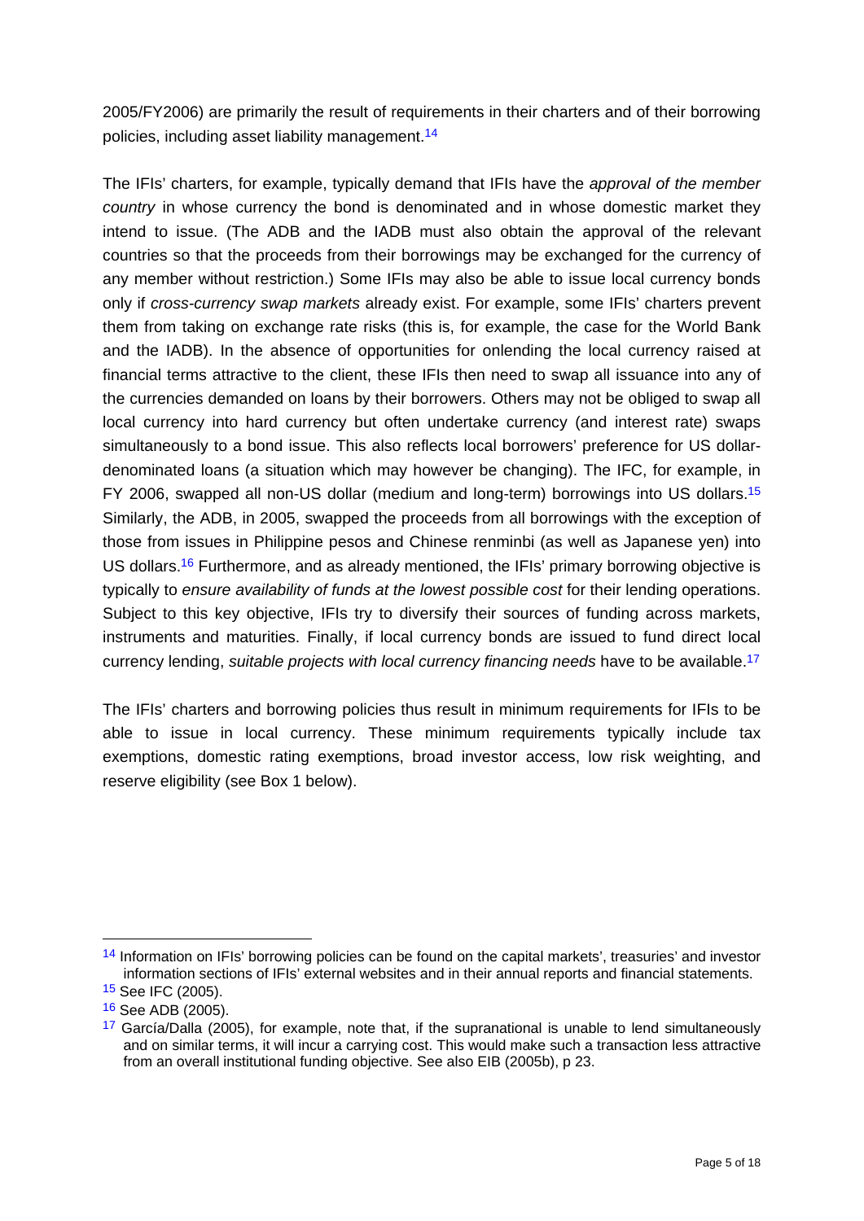2005/FY2006) are primarily the result of requirements in their charters and of their borrowing policies, including asset liability management.[14]

The IFIs' charters, for example, typically demand that IFIs have the *approval of the member country* in whose currency the bond is denominated and in whose domestic market they intend to issue. (The ADB and the IADB must also obtain the approval of the relevant countries so that the proceeds from their borrowings may be exchanged for the currency of any member without restriction.) Some IFIs may also be able to issue local currency bonds only if *cross-currency swap markets* already exist. For example, some IFIs' charters prevent them from taking on exchange rate risks (this is, for example, the case for the World Bank and the IADB). In the absence of opportunities for onlending the local currency raised at financial terms attractive to the client, these IFIs then need to swap all issuance into any of the currencies demanded on loans by their borrowers. Others may not be obliged to swap all local currency into hard currency but often undertake currency (and interest rate) swaps simultaneously to a bond issue. This also reflects local borrowers' preference for US dollar-denominated loans (a situation which may however be changing). The IFC, for example, in FY 2006, swapped all non-US dollar (medium and long-term) borrowings into US dollars.[15] Similarly, the ADB, in 2005, swapped the proceeds from all borrowings with the exception of those from issues in Philippine pesos and Chinese renminbi (as well as Japanese yen) into US dollars.[16] Furthermore, and as already mentioned, the IFIs' primary borrowing objective is typically to *ensure availability of funds at the lowest possible cost* for their lending operations. Subject to this key objective, IFIs try to diversify their sources of funding across markets, instruments and maturities. Finally, if local currency bonds are issued to fund direct local currency lending, *suitable projects with local currency financing needs* have to be available.[17]

The IFIs' charters and borrowing policies thus result in minimum requirements for IFIs to be able to issue in local currency. These minimum requirements typically include tax exemptions, domestic rating exemptions, broad investor access, low risk weighting, and reserve eligibility (see Box 1 below).

---

[14] Information on IFIs' borrowing policies can be found on the capital markets', treasuries' and investor information sections of IFIs' external websites and in their annual reports and financial statements.

[15] See IFC (2005).

[16] See ADB (2005).

[17] García/Dalla (2005), for example, note that, if the supranational is unable to lend simultaneously and on similar terms, it will incur a carrying cost. This would make such a transaction less attractive from an overall institutional funding objective. See also EIB (2005b), p 23.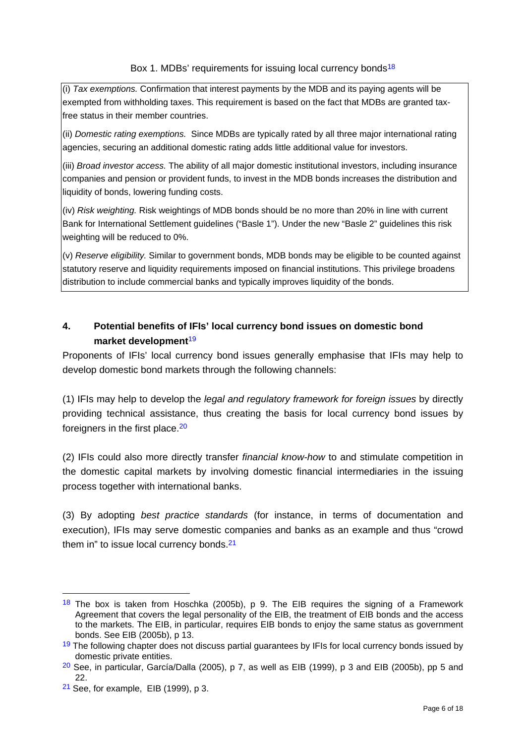Box 1. MDBs' requirements for issuing local currency bonds[18]

(i) *Tax exemptions.* Confirmation that interest payments by the MDB and its paying agents will be exempted from withholding taxes. This requirement is based on the fact that MDBs are granted tax-free status in their member countries.

(ii) *Domestic rating exemptions.* Since MDBs are typically rated by all three major international rating agencies, securing an additional domestic rating adds little additional value for investors.

(iii) *Broad investor access.* The ability of all major domestic institutional investors, including insurance companies and pension or provident funds, to invest in the MDB bonds increases the distribution and liquidity of bonds, lowering funding costs.

(iv) *Risk weighting.* Risk weightings of MDB bonds should be no more than 20% in line with current Bank for International Settlement guidelines ("Basle 1"). Under the new "Basle 2" guidelines this risk weighting will be reduced to 0%.

(v) *Reserve eligibility.* Similar to government bonds, MDB bonds may be eligible to be counted against statutory reserve and liquidity requirements imposed on financial institutions. This privilege broadens distribution to include commercial banks and typically improves liquidity of the bonds.

## 4. Potential benefits of IFIs' local currency bond issues on domestic bond market development[19]

Proponents of IFIs' local currency bond issues generally emphasise that IFIs may help to develop domestic bond markets through the following channels:

(1) IFIs may help to develop the *legal and regulatory framework for foreign issues* by directly providing technical assistance, thus creating the basis for local currency bond issues by foreigners in the first place.[20]

(2) IFIs could also more directly transfer *financial know-how* to and stimulate competition in the domestic capital markets by involving domestic financial intermediaries in the issuing process together with international banks.

(3) By adopting *best practice standards* (for instance, in terms of documentation and execution), IFIs may serve domestic companies and banks as an example and thus "crowd them in" to issue local currency bonds.[21]

---

[18] The box is taken from Hoschka (2005b), p 9. The EIB requires the signing of a Framework Agreement that covers the legal personality of the EIB, the treatment of EIB bonds and the access to the markets. The EIB, in particular, requires EIB bonds to enjoy the same status as government bonds. See EIB (2005b), p 13.

[19] The following chapter does not discuss partial guarantees by IFIs for local currency bonds issued by domestic private entities.

[20] See, in particular, García/Dalla (2005), p 7, as well as EIB (1999), p 3 and EIB (2005b), pp 5 and 22.

[21] See, for example, EIB (1999), p 3.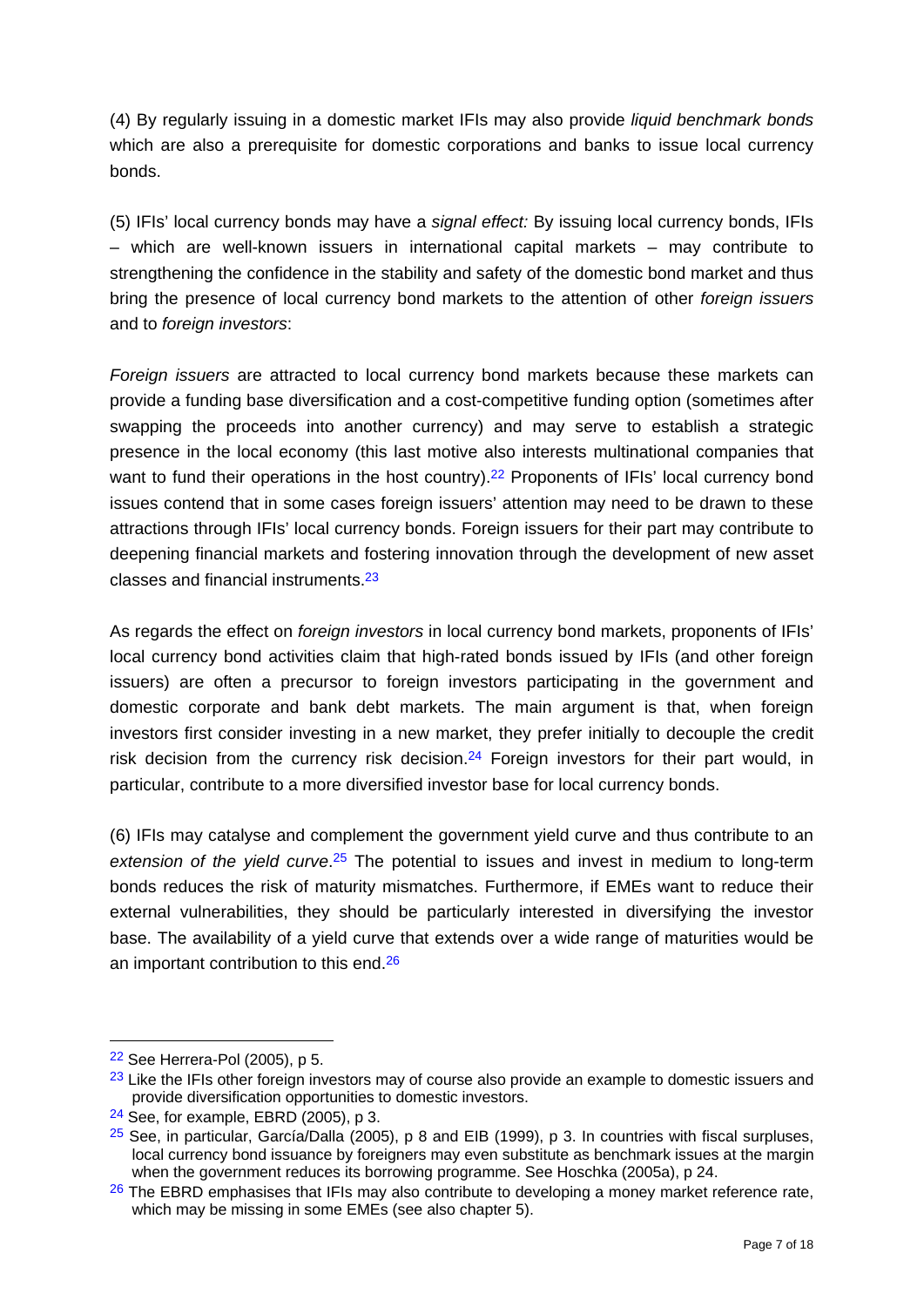(4) By regularly issuing in a domestic market IFIs may also provide *liquid benchmark bonds* which are also a prerequisite for domestic corporations and banks to issue local currency bonds.

(5) IFIs' local currency bonds may have a *signal effect:* By issuing local currency bonds, IFIs – which are well-known issuers in international capital markets – may contribute to strengthening the confidence in the stability and safety of the domestic bond market and thus bring the presence of local currency bond markets to the attention of other *foreign issuers* and to *foreign investors*:

*Foreign issuers* are attracted to local currency bond markets because these markets can provide a funding base diversification and a cost-competitive funding option (sometimes after swapping the proceeds into another currency) and may serve to establish a strategic presence in the local economy (this last motive also interests multinational companies that want to fund their operations in the host country).[22] Proponents of IFIs' local currency bond issues contend that in some cases foreign issuers' attention may need to be drawn to these attractions through IFIs' local currency bonds. Foreign issuers for their part may contribute to deepening financial markets and fostering innovation through the development of new asset classes and financial instruments.[23]

As regards the effect on *foreign investors* in local currency bond markets, proponents of IFIs' local currency bond activities claim that high-rated bonds issued by IFIs (and other foreign issuers) are often a precursor to foreign investors participating in the government and domestic corporate and bank debt markets. The main argument is that, when foreign investors first consider investing in a new market, they prefer initially to decouple the credit risk decision from the currency risk decision.[24] Foreign investors for their part would, in particular, contribute to a more diversified investor base for local currency bonds.

(6) IFIs may catalyse and complement the government yield curve and thus contribute to an *extension of the yield curve*.[25] The potential to issues and invest in medium to long-term bonds reduces the risk of maturity mismatches. Furthermore, if EMEs want to reduce their external vulnerabilities, they should be particularly interested in diversifying the investor base. The availability of a yield curve that extends over a wide range of maturities would be an important contribution to this end.[26]

---

[22] See Herrera-Pol (2005), p 5.

[23] Like the IFIs other foreign investors may of course also provide an example to domestic issuers and provide diversification opportunities to domestic investors.

[24] See, for example, EBRD (2005), p 3.

[25] See, in particular, García/Dalla (2005), p 8 and EIB (1999), p 3. In countries with fiscal surpluses, local currency bond issuance by foreigners may even substitute as benchmark issues at the margin when the government reduces its borrowing programme. See Hoschka (2005a), p 24.

[26] The EBRD emphasises that IFIs may also contribute to developing a money market reference rate, which may be missing in some EMEs (see also chapter 5).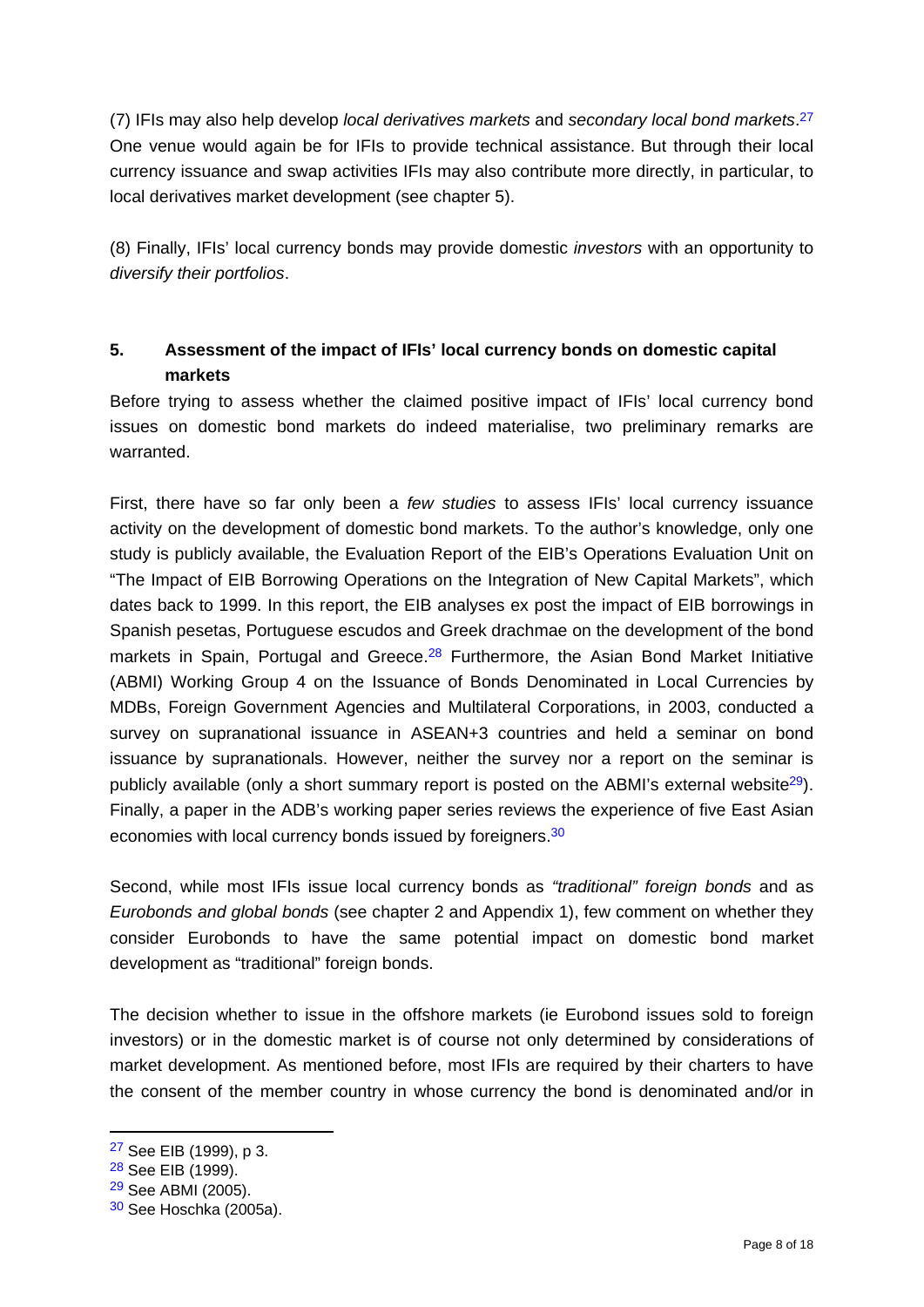(7) IFIs may also help develop *local derivatives markets* and *secondary local bond markets*.[27] One venue would again be for IFIs to provide technical assistance. But through their local currency issuance and swap activities IFIs may also contribute more directly, in particular, to local derivatives market development (see chapter 5).

(8) Finally, IFIs' local currency bonds may provide domestic *investors* with an opportunity to *diversify their portfolios*.

## 5. Assessment of the impact of IFIs' local currency bonds on domestic capital markets

Before trying to assess whether the claimed positive impact of IFIs' local currency bond issues on domestic bond markets do indeed materialise, two preliminary remarks are warranted.

First, there have so far only been a *few studies* to assess IFIs' local currency issuance activity on the development of domestic bond markets. To the author's knowledge, only one study is publicly available, the Evaluation Report of the EIB's Operations Evaluation Unit on "The Impact of EIB Borrowing Operations on the Integration of New Capital Markets", which dates back to 1999. In this report, the EIB analyses ex post the impact of EIB borrowings in Spanish pesetas, Portuguese escudos and Greek drachmae on the development of the bond markets in Spain, Portugal and Greece.[28] Furthermore, the Asian Bond Market Initiative (ABMI) Working Group 4 on the Issuance of Bonds Denominated in Local Currencies by MDBs, Foreign Government Agencies and Multilateral Corporations, in 2003, conducted a survey on supranational issuance in ASEAN+3 countries and held a seminar on bond issuance by supranationals. However, neither the survey nor a report on the seminar is publicly available (only a short summary report is posted on the ABMI's external website[29]). Finally, a paper in the ADB's working paper series reviews the experience of five East Asian economies with local currency bonds issued by foreigners.[30]

Second, while most IFIs issue local currency bonds as *"traditional" foreign bonds* and as *Eurobonds and global bonds* (see chapter 2 and Appendix 1), few comment on whether they consider Eurobonds to have the same potential impact on domestic bond market development as "traditional" foreign bonds.

The decision whether to issue in the offshore markets (ie Eurobond issues sold to foreign investors) or in the domestic market is of course not only determined by considerations of market development. As mentioned before, most IFIs are required by their charters to have the consent of the member country in whose currency the bond is denominated and/or in

---

[27] See EIB (1999), p 3.

[28] See EIB (1999).

[29] See ABMI (2005).

[30] See Hoschka (2005a).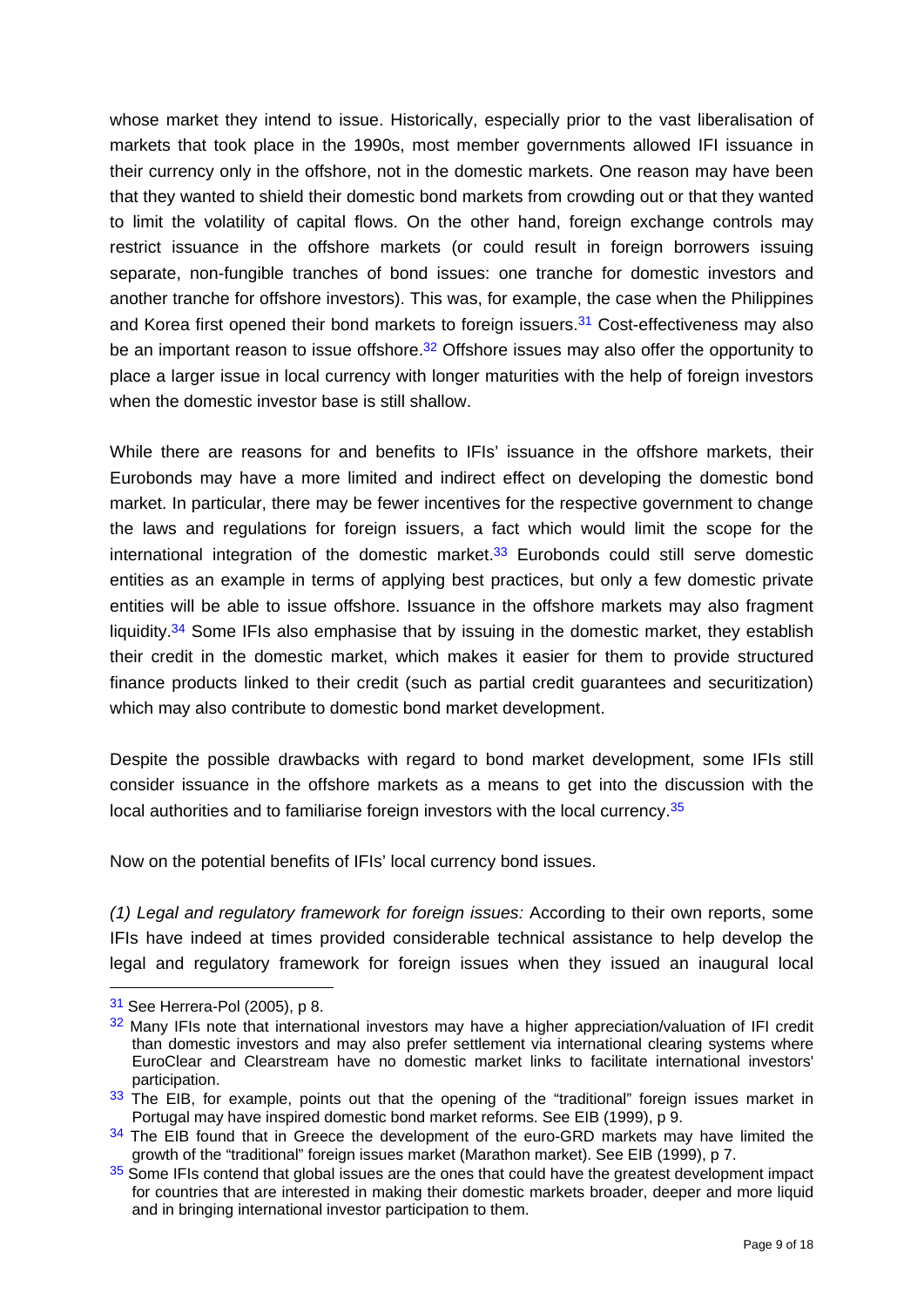whose market they intend to issue. Historically, especially prior to the vast liberalisation of markets that took place in the 1990s, most member governments allowed IFI issuance in their currency only in the offshore, not in the domestic markets. One reason may have been that they wanted to shield their domestic bond markets from crowding out or that they wanted to limit the volatility of capital flows. On the other hand, foreign exchange controls may restrict issuance in the offshore markets (or could result in foreign borrowers issuing separate, non-fungible tranches of bond issues: one tranche for domestic investors and another tranche for offshore investors). This was, for example, the case when the Philippines and Korea first opened their bond markets to foreign issuers.[31] Cost-effectiveness may also be an important reason to issue offshore.[32] Offshore issues may also offer the opportunity to place a larger issue in local currency with longer maturities with the help of foreign investors when the domestic investor base is still shallow.

While there are reasons for and benefits to IFIs' issuance in the offshore markets, their Eurobonds may have a more limited and indirect effect on developing the domestic bond market. In particular, there may be fewer incentives for the respective government to change the laws and regulations for foreign issuers, a fact which would limit the scope for the international integration of the domestic market.[33] Eurobonds could still serve domestic entities as an example in terms of applying best practices, but only a few domestic private entities will be able to issue offshore. Issuance in the offshore markets may also fragment liquidity.[34] Some IFIs also emphasise that by issuing in the domestic market, they establish their credit in the domestic market, which makes it easier for them to provide structured finance products linked to their credit (such as partial credit guarantees and securitization) which may also contribute to domestic bond market development.

Despite the possible drawbacks with regard to bond market development, some IFIs still consider issuance in the offshore markets as a means to get into the discussion with the local authorities and to familiarise foreign investors with the local currency.[35]

Now on the potential benefits of IFIs' local currency bond issues.

*(1) Legal and regulatory framework for foreign issues:* According to their own reports, some IFIs have indeed at times provided considerable technical assistance to help develop the legal and regulatory framework for foreign issues when they issued an inaugural local

---

[31] See Herrera-Pol (2005), p 8.

[32] Many IFIs note that international investors may have a higher appreciation/valuation of IFI credit than domestic investors and may also prefer settlement via international clearing systems where EuroClear and Clearstream have no domestic market links to facilitate international investors' participation.

[33] The EIB, for example, points out that the opening of the "traditional" foreign issues market in Portugal may have inspired domestic bond market reforms. See EIB (1999), p 9.

[34] The EIB found that in Greece the development of the euro-GRD markets may have limited the growth of the "traditional" foreign issues market (Marathon market). See EIB (1999), p 7.

[35] Some IFIs contend that global issues are the ones that could have the greatest development impact for countries that are interested in making their domestic markets broader, deeper and more liquid and in bringing international investor participation to them.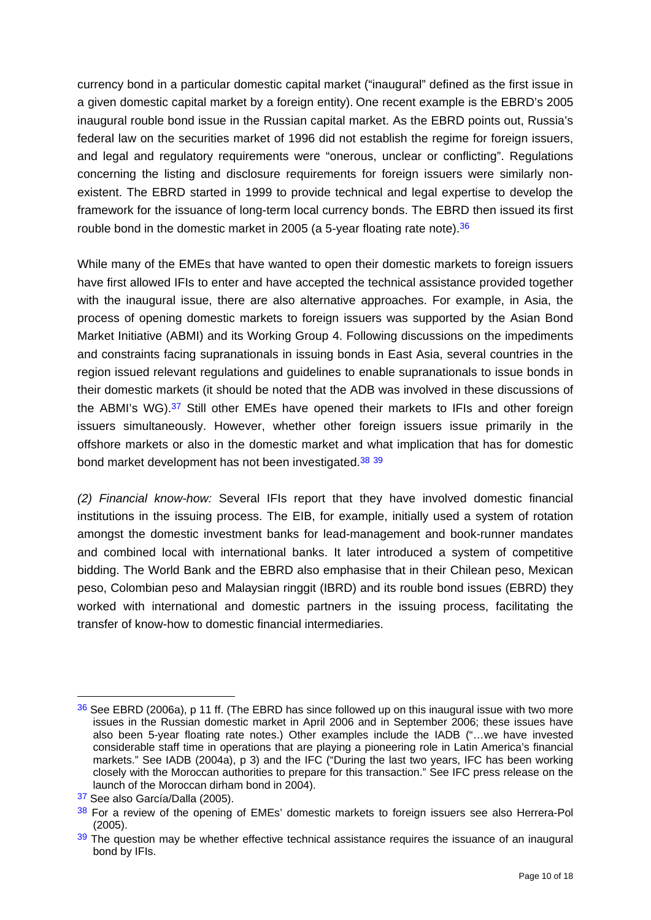currency bond in a particular domestic capital market ("inaugural" defined as the first issue in a given domestic capital market by a foreign entity). One recent example is the EBRD's 2005 inaugural rouble bond issue in the Russian capital market. As the EBRD points out, Russia's federal law on the securities market of 1996 did not establish the regime for foreign issuers, and legal and regulatory requirements were "onerous, unclear or conflicting". Regulations concerning the listing and disclosure requirements for foreign issuers were similarly non-existent. The EBRD started in 1999 to provide technical and legal expertise to develop the framework for the issuance of long-term local currency bonds. The EBRD then issued its first rouble bond in the domestic market in 2005 (a 5-year floating rate note).[36]

While many of the EMEs that have wanted to open their domestic markets to foreign issuers have first allowed IFIs to enter and have accepted the technical assistance provided together with the inaugural issue, there are also alternative approaches. For example, in Asia, the process of opening domestic markets to foreign issuers was supported by the Asian Bond Market Initiative (ABMI) and its Working Group 4. Following discussions on the impediments and constraints facing supranationals in issuing bonds in East Asia, several countries in the region issued relevant regulations and guidelines to enable supranationals to issue bonds in their domestic markets (it should be noted that the ADB was involved in these discussions of the ABMI's WG).[37] Still other EMEs have opened their markets to IFIs and other foreign issuers simultaneously. However, whether other foreign issuers issue primarily in the offshore markets or also in the domestic market and what implication that has for domestic bond market development has not been investigated.[38] [39]

*(2) Financial know-how:* Several IFIs report that they have involved domestic financial institutions in the issuing process. The EIB, for example, initially used a system of rotation amongst the domestic investment banks for lead-management and book-runner mandates and combined local with international banks. It later introduced a system of competitive bidding. The World Bank and the EBRD also emphasise that in their Chilean peso, Mexican peso, Colombian peso and Malaysian ringgit (IBRD) and its rouble bond issues (EBRD) they worked with international and domestic partners in the issuing process, facilitating the transfer of know-how to domestic financial intermediaries.

---

[36] See EBRD (2006a), p 11 ff. (The EBRD has since followed up on this inaugural issue with two more issues in the Russian domestic market in April 2006 and in September 2006; these issues have also been 5-year floating rate notes.) Other examples include the IADB ("…we have invested considerable staff time in operations that are playing a pioneering role in Latin America's financial markets." See IADB (2004a), p 3) and the IFC ("During the last two years, IFC has been working closely with the Moroccan authorities to prepare for this transaction." See IFC press release on the launch of the Moroccan dirham bond in 2004).

[37] See also García/Dalla (2005).

[38] For a review of the opening of EMEs' domestic markets to foreign issuers see also Herrera-Pol (2005).

[39] The question may be whether effective technical assistance requires the issuance of an inaugural bond by IFIs.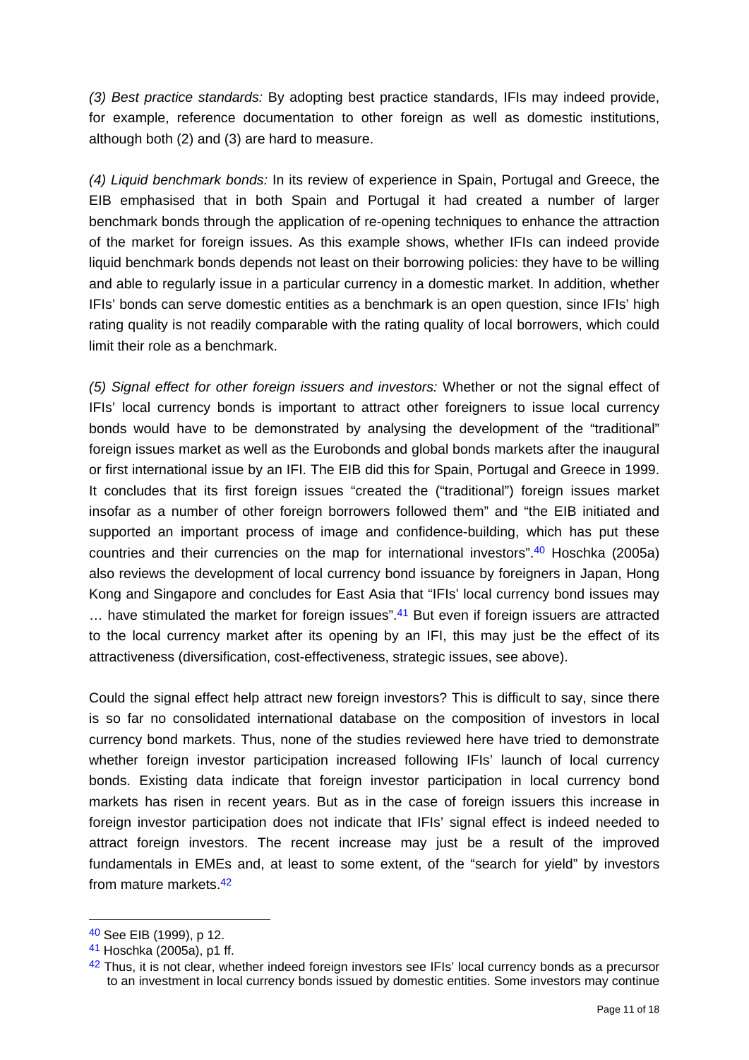*(3) Best practice standards:* By adopting best practice standards, IFIs may indeed provide, for example, reference documentation to other foreign as well as domestic institutions, although both (2) and (3) are hard to measure.

*(4) Liquid benchmark bonds:* In its review of experience in Spain, Portugal and Greece, the EIB emphasised that in both Spain and Portugal it had created a number of larger benchmark bonds through the application of re-opening techniques to enhance the attraction of the market for foreign issues. As this example shows, whether IFIs can indeed provide liquid benchmark bonds depends not least on their borrowing policies: they have to be willing and able to regularly issue in a particular currency in a domestic market. In addition, whether IFIs' bonds can serve domestic entities as a benchmark is an open question, since IFIs' high rating quality is not readily comparable with the rating quality of local borrowers, which could limit their role as a benchmark.

*(5) Signal effect for other foreign issuers and investors:* Whether or not the signal effect of IFIs' local currency bonds is important to attract other foreigners to issue local currency bonds would have to be demonstrated by analysing the development of the "traditional" foreign issues market as well as the Eurobonds and global bonds markets after the inaugural or first international issue by an IFI. The EIB did this for Spain, Portugal and Greece in 1999. It concludes that its first foreign issues "created the ("traditional") foreign issues market insofar as a number of other foreign borrowers followed them" and "the EIB initiated and supported an important process of image and confidence-building, which has put these countries and their currencies on the map for international investors".[40] Hoschka (2005a) also reviews the development of local currency bond issuance by foreigners in Japan, Hong Kong and Singapore and concludes for East Asia that "IFIs' local currency bond issues may … have stimulated the market for foreign issues".[41] But even if foreign issuers are attracted to the local currency market after its opening by an IFI, this may just be the effect of its attractiveness (diversification, cost-effectiveness, strategic issues, see above).

Could the signal effect help attract new foreign investors? This is difficult to say, since there is so far no consolidated international database on the composition of investors in local currency bond markets. Thus, none of the studies reviewed here have tried to demonstrate whether foreign investor participation increased following IFIs' launch of local currency bonds. Existing data indicate that foreign investor participation in local currency bond markets has risen in recent years. But as in the case of foreign issuers this increase in foreign investor participation does not indicate that IFIs' signal effect is indeed needed to attract foreign investors. The recent increase may just be a result of the improved fundamentals in EMEs and, at least to some extent, of the "search for yield" by investors from mature markets.[42]

---

[40] See EIB (1999), p 12.

[41] Hoschka (2005a), p1 ff.

[42] Thus, it is not clear, whether indeed foreign investors see IFIs' local currency bonds as a precursor to an investment in local currency bonds issued by domestic entities. Some investors may continue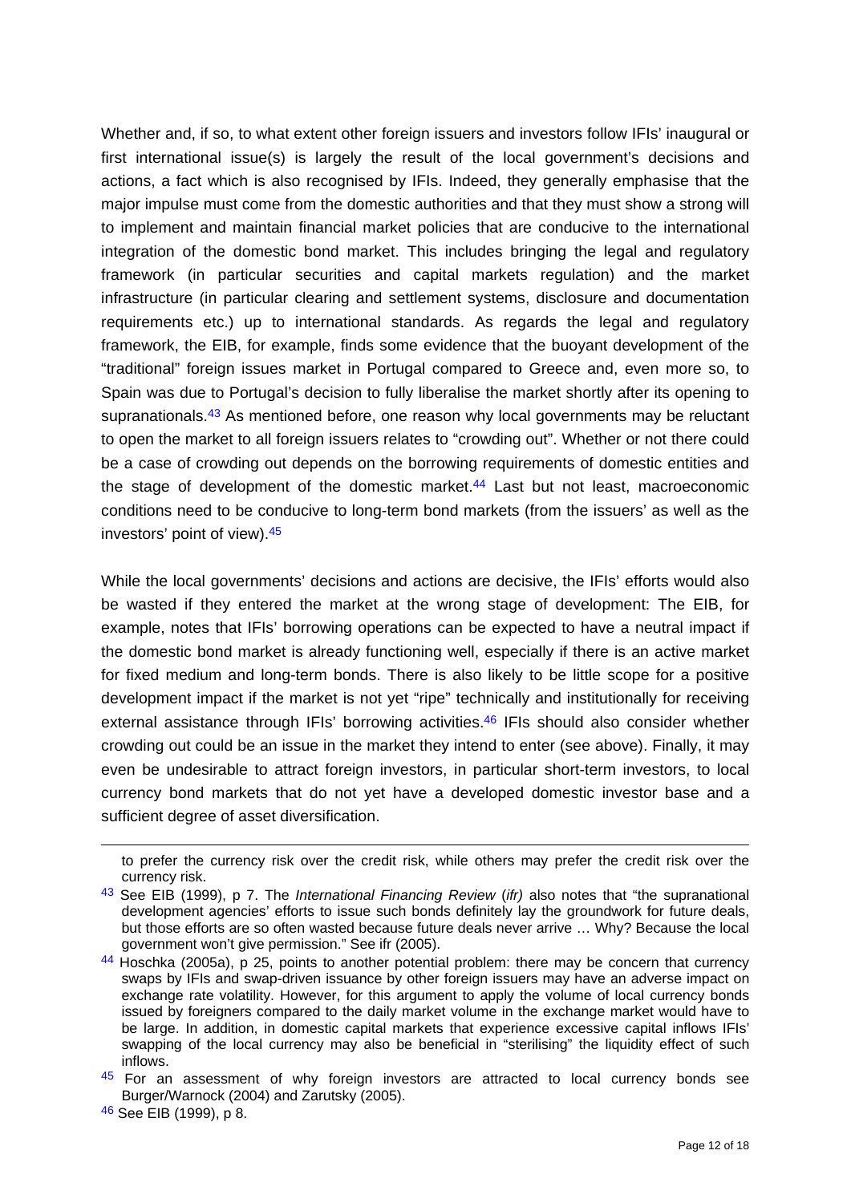Whether and, if so, to what extent other foreign issuers and investors follow IFIs' inaugural or first international issue(s) is largely the result of the local government's decisions and actions, a fact which is also recognised by IFIs. Indeed, they generally emphasise that the major impulse must come from the domestic authorities and that they must show a strong will to implement and maintain financial market policies that are conducive to the international integration of the domestic bond market. This includes bringing the legal and regulatory framework (in particular securities and capital markets regulation) and the market infrastructure (in particular clearing and settlement systems, disclosure and documentation requirements etc.) up to international standards. As regards the legal and regulatory framework, the EIB, for example, finds some evidence that the buoyant development of the "traditional" foreign issues market in Portugal compared to Greece and, even more so, to Spain was due to Portugal's decision to fully liberalise the market shortly after its opening to supranationals.[43] As mentioned before, one reason why local governments may be reluctant to open the market to all foreign issuers relates to "crowding out". Whether or not there could be a case of crowding out depends on the borrowing requirements of domestic entities and the stage of development of the domestic market.[44] Last but not least, macroeconomic conditions need to be conducive to long-term bond markets (from the issuers' as well as the investors' point of view).[45]

While the local governments' decisions and actions are decisive, the IFIs' efforts would also be wasted if they entered the market at the wrong stage of development: The EIB, for example, notes that IFIs' borrowing operations can be expected to have a neutral impact if the domestic bond market is already functioning well, especially if there is an active market for fixed medium and long-term bonds. There is also likely to be little scope for a positive development impact if the market is not yet "ripe" technically and institutionally for receiving external assistance through IFIs' borrowing activities.[46] IFIs should also consider whether crowding out could be an issue in the market they intend to enter (see above). Finally, it may even be undesirable to attract foreign investors, in particular short-term investors, to local currency bond markets that do not yet have a developed domestic investor base and a sufficient degree of asset diversification.

---

to prefer the currency risk over the credit risk, while others may prefer the credit risk over the currency risk.

[43] See EIB (1999), p 7. The *International Financing Review* (*ifr)* also notes that "the supranational development agencies' efforts to issue such bonds definitely lay the groundwork for future deals, but those efforts are so often wasted because future deals never arrive … Why? Because the local government won't give permission." See ifr (2005).

[44] Hoschka (2005a), p 25, points to another potential problem: there may be concern that currency swaps by IFIs and swap-driven issuance by other foreign issuers may have an adverse impact on exchange rate volatility. However, for this argument to apply the volume of local currency bonds issued by foreigners compared to the daily market volume in the exchange market would have to be large. In addition, in domestic capital markets that experience excessive capital inflows IFIs' swapping of the local currency may also be beneficial in "sterilising" the liquidity effect of such inflows.

[45] For an assessment of why foreign investors are attracted to local currency bonds see Burger/Warnock (2004) and Zarutsky (2005).

[46] See EIB (1999), p 8.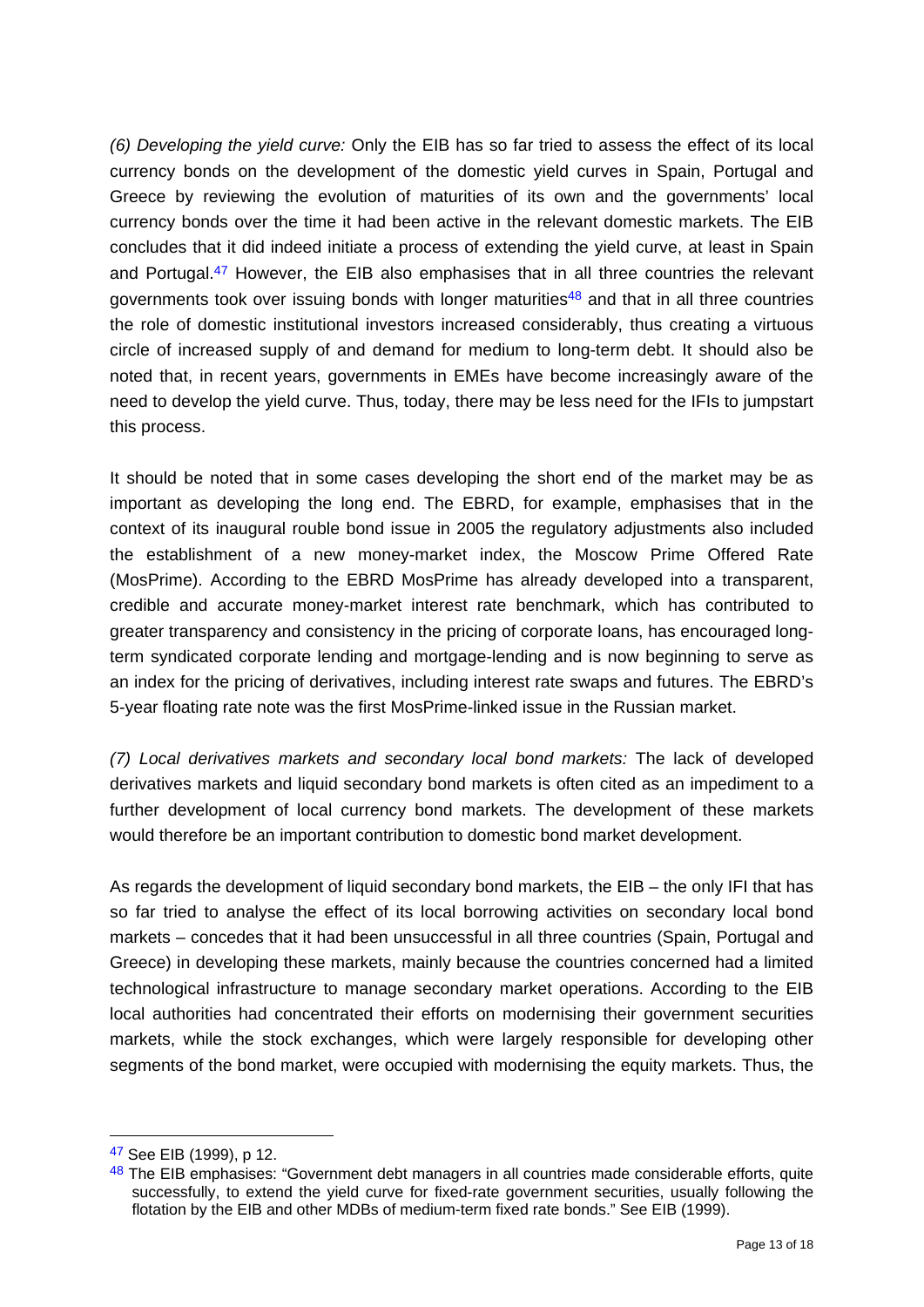*(6) Developing the yield curve:* Only the EIB has so far tried to assess the effect of its local currency bonds on the development of the domestic yield curves in Spain, Portugal and Greece by reviewing the evolution of maturities of its own and the governments' local currency bonds over the time it had been active in the relevant domestic markets. The EIB concludes that it did indeed initiate a process of extending the yield curve, at least in Spain and Portugal.[47] However, the EIB also emphasises that in all three countries the relevant governments took over issuing bonds with longer maturities[48] and that in all three countries the role of domestic institutional investors increased considerably, thus creating a virtuous circle of increased supply of and demand for medium to long-term debt. It should also be noted that, in recent years, governments in EMEs have become increasingly aware of the need to develop the yield curve. Thus, today, there may be less need for the IFIs to jumpstart this process.

It should be noted that in some cases developing the short end of the market may be as important as developing the long end. The EBRD, for example, emphasises that in the context of its inaugural rouble bond issue in 2005 the regulatory adjustments also included the establishment of a new money-market index, the Moscow Prime Offered Rate (MosPrime). According to the EBRD MosPrime has already developed into a transparent, credible and accurate money-market interest rate benchmark, which has contributed to greater transparency and consistency in the pricing of corporate loans, has encouraged long-term syndicated corporate lending and mortgage-lending and is now beginning to serve as an index for the pricing of derivatives, including interest rate swaps and futures. The EBRD's 5-year floating rate note was the first MosPrime-linked issue in the Russian market.

*(7) Local derivatives markets and secondary local bond markets:* The lack of developed derivatives markets and liquid secondary bond markets is often cited as an impediment to a further development of local currency bond markets. The development of these markets would therefore be an important contribution to domestic bond market development.

As regards the development of liquid secondary bond markets, the EIB – the only IFI that has so far tried to analyse the effect of its local borrowing activities on secondary local bond markets – concedes that it had been unsuccessful in all three countries (Spain, Portugal and Greece) in developing these markets, mainly because the countries concerned had a limited technological infrastructure to manage secondary market operations. According to the EIB local authorities had concentrated their efforts on modernising their government securities markets, while the stock exchanges, which were largely responsible for developing other segments of the bond market, were occupied with modernising the equity markets. Thus, the

---

[47] See EIB (1999), p 12.

[48] The EIB emphasises: "Government debt managers in all countries made considerable efforts, quite successfully, to extend the yield curve for fixed-rate government securities, usually following the flotation by the EIB and other MDBs of medium-term fixed rate bonds." See EIB (1999).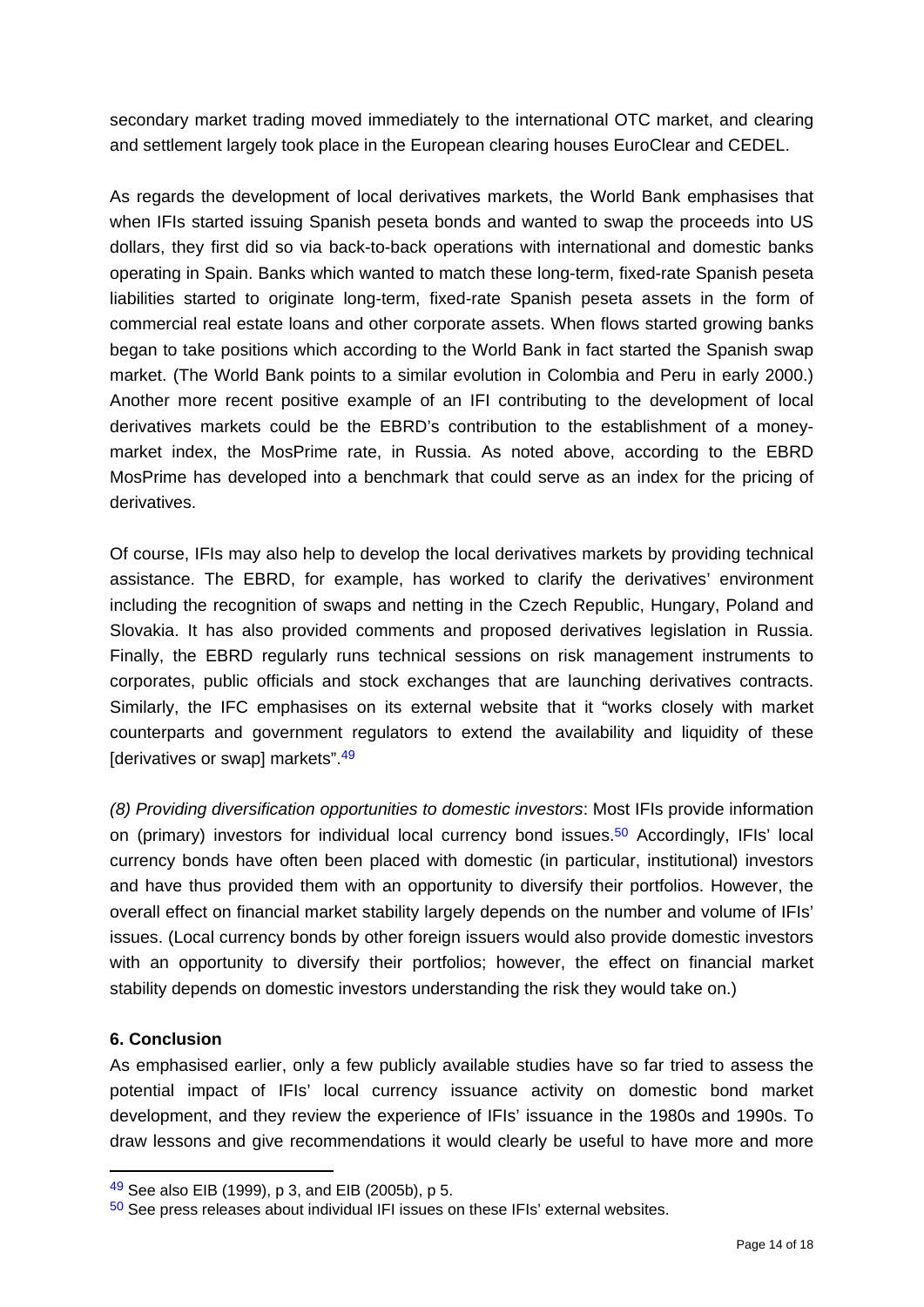secondary market trading moved immediately to the international OTC market, and clearing and settlement largely took place in the European clearing houses EuroClear and CEDEL.

As regards the development of local derivatives markets, the World Bank emphasises that when IFIs started issuing Spanish peseta bonds and wanted to swap the proceeds into US dollars, they first did so via back-to-back operations with international and domestic banks operating in Spain. Banks which wanted to match these long-term, fixed-rate Spanish peseta liabilities started to originate long-term, fixed-rate Spanish peseta assets in the form of commercial real estate loans and other corporate assets. When flows started growing banks began to take positions which according to the World Bank in fact started the Spanish swap market. (The World Bank points to a similar evolution in Colombia and Peru in early 2000.) Another more recent positive example of an IFI contributing to the development of local derivatives markets could be the EBRD's contribution to the establishment of a money-market index, the MosPrime rate, in Russia. As noted above, according to the EBRD MosPrime has developed into a benchmark that could serve as an index for the pricing of derivatives.

Of course, IFIs may also help to develop the local derivatives markets by providing technical assistance. The EBRD, for example, has worked to clarify the derivatives' environment including the recognition of swaps and netting in the Czech Republic, Hungary, Poland and Slovakia. It has also provided comments and proposed derivatives legislation in Russia. Finally, the EBRD regularly runs technical sessions on risk management instruments to corporates, public officials and stock exchanges that are launching derivatives contracts. Similarly, the IFC emphasises on its external website that it "works closely with market counterparts and government regulators to extend the availability and liquidity of these [derivatives or swap] markets".[49]

*(8) Providing diversification opportunities to domestic investors*: Most IFIs provide information on (primary) investors for individual local currency bond issues.[50] Accordingly, IFIs' local currency bonds have often been placed with domestic (in particular, institutional) investors and have thus provided them with an opportunity to diversify their portfolios. However, the overall effect on financial market stability largely depends on the number and volume of IFIs' issues. (Local currency bonds by other foreign issuers would also provide domestic investors with an opportunity to diversify their portfolios; however, the effect on financial market stability depends on domestic investors understanding the risk they would take on.)

## 6. Conclusion

As emphasised earlier, only a few publicly available studies have so far tried to assess the potential impact of IFIs' local currency issuance activity on domestic bond market development, and they review the experience of IFIs' issuance in the 1980s and 1990s. To draw lessons and give recommendations it would clearly be useful to have more and more

---

[49] See also EIB (1999), p 3, and EIB (2005b), p 5.

[50] See press releases about individual IFI issues on these IFIs' external websites.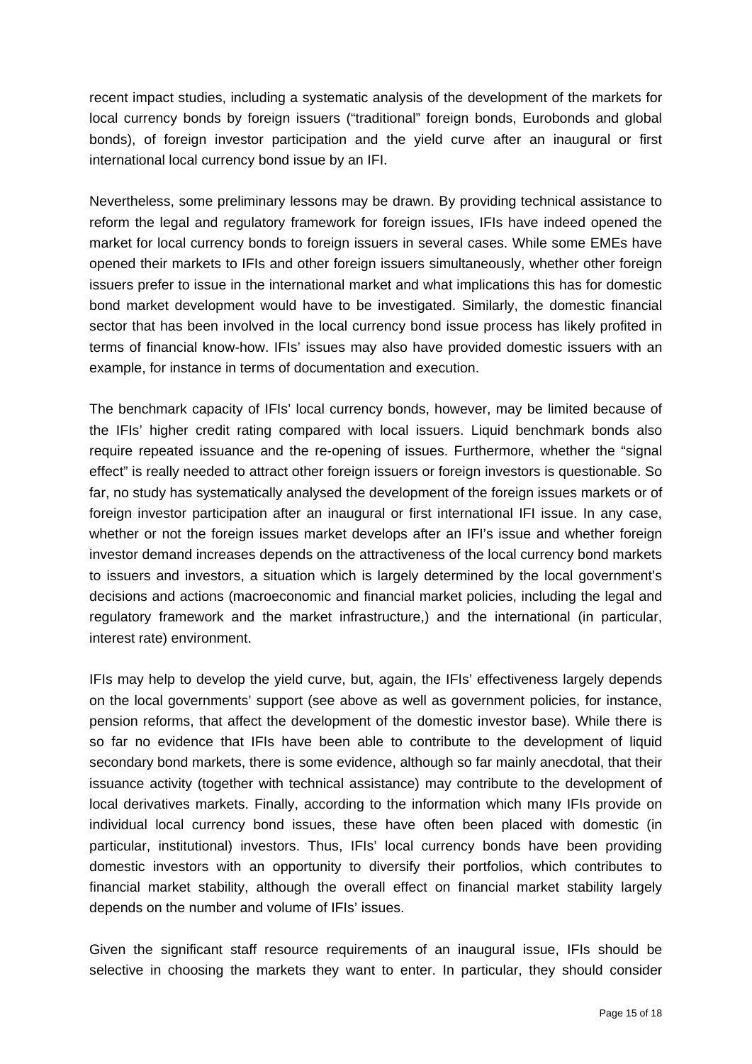recent impact studies, including a systematic analysis of the development of the markets for local currency bonds by foreign issuers ("traditional" foreign bonds, Eurobonds and global bonds), of foreign investor participation and the yield curve after an inaugural or first international local currency bond issue by an IFI.

Nevertheless, some preliminary lessons may be drawn. By providing technical assistance to reform the legal and regulatory framework for foreign issues, IFIs have indeed opened the market for local currency bonds to foreign issuers in several cases. While some EMEs have opened their markets to IFIs and other foreign issuers simultaneously, whether other foreign issuers prefer to issue in the international market and what implications this has for domestic bond market development would have to be investigated. Similarly, the domestic financial sector that has been involved in the local currency bond issue process has likely profited in terms of financial know-how. IFIs' issues may also have provided domestic issuers with an example, for instance in terms of documentation and execution.

The benchmark capacity of IFIs' local currency bonds, however, may be limited because of the IFIs' higher credit rating compared with local issuers. Liquid benchmark bonds also require repeated issuance and the re-opening of issues. Furthermore, whether the "signal effect" is really needed to attract other foreign issuers or foreign investors is questionable. So far, no study has systematically analysed the development of the foreign issues markets or of foreign investor participation after an inaugural or first international IFI issue. In any case, whether or not the foreign issues market develops after an IFI's issue and whether foreign investor demand increases depends on the attractiveness of the local currency bond markets to issuers and investors, a situation which is largely determined by the local government's decisions and actions (macroeconomic and financial market policies, including the legal and regulatory framework and the market infrastructure,) and the international (in particular, interest rate) environment.

IFIs may help to develop the yield curve, but, again, the IFIs' effectiveness largely depends on the local governments' support (see above as well as government policies, for instance, pension reforms, that affect the development of the domestic investor base). While there is so far no evidence that IFIs have been able to contribute to the development of liquid secondary bond markets, there is some evidence, although so far mainly anecdotal, that their issuance activity (together with technical assistance) may contribute to the development of local derivatives markets. Finally, according to the information which many IFIs provide on individual local currency bond issues, these have often been placed with domestic (in particular, institutional) investors. Thus, IFIs' local currency bonds have been providing domestic investors with an opportunity to diversify their portfolios, which contributes to financial market stability, although the overall effect on financial market stability largely depends on the number and volume of IFIs' issues.

Given the significant staff resource requirements of an inaugural issue, IFIs should be selective in choosing the markets they want to enter. In particular, they should consider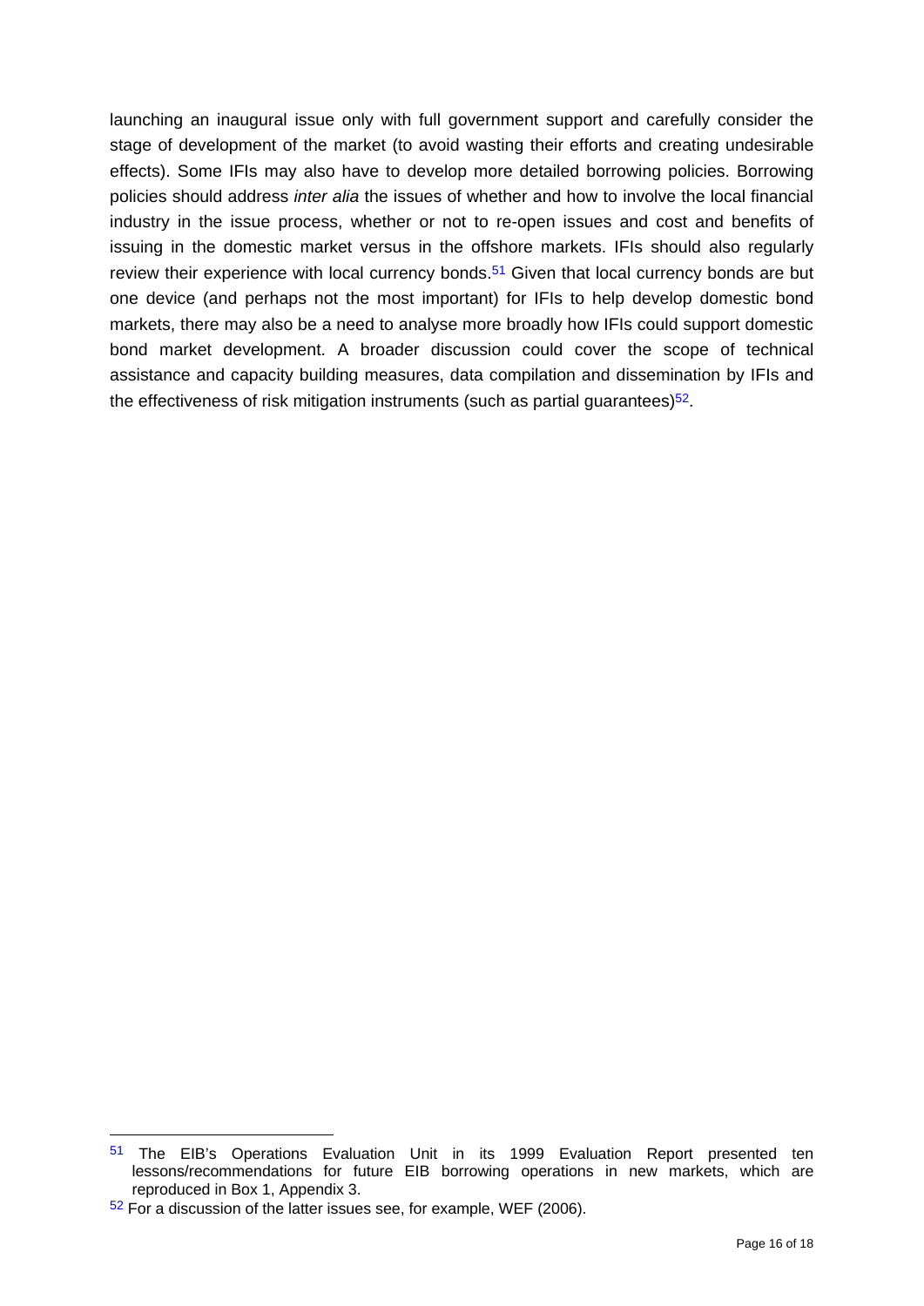launching an inaugural issue only with full government support and carefully consider the stage of development of the market (to avoid wasting their efforts and creating undesirable effects). Some IFIs may also have to develop more detailed borrowing policies. Borrowing policies should address *inter alia* the issues of whether and how to involve the local financial industry in the issue process, whether or not to re-open issues and cost and benefits of issuing in the domestic market versus in the offshore markets. IFIs should also regularly review their experience with local currency bonds.[51] Given that local currency bonds are but one device (and perhaps not the most important) for IFIs to help develop domestic bond markets, there may also be a need to analyse more broadly how IFIs could support domestic bond market development. A broader discussion could cover the scope of technical assistance and capacity building measures, data compilation and dissemination by IFIs and the effectiveness of risk mitigation instruments (such as partial guarantees)[52].

---

[51] The EIB's Operations Evaluation Unit in its 1999 Evaluation Report presented ten lessons/recommendations for future EIB borrowing operations in new markets, which are reproduced in Box 1, Appendix 3.

[52] For a discussion of the latter issues see, for example, WEF (2006).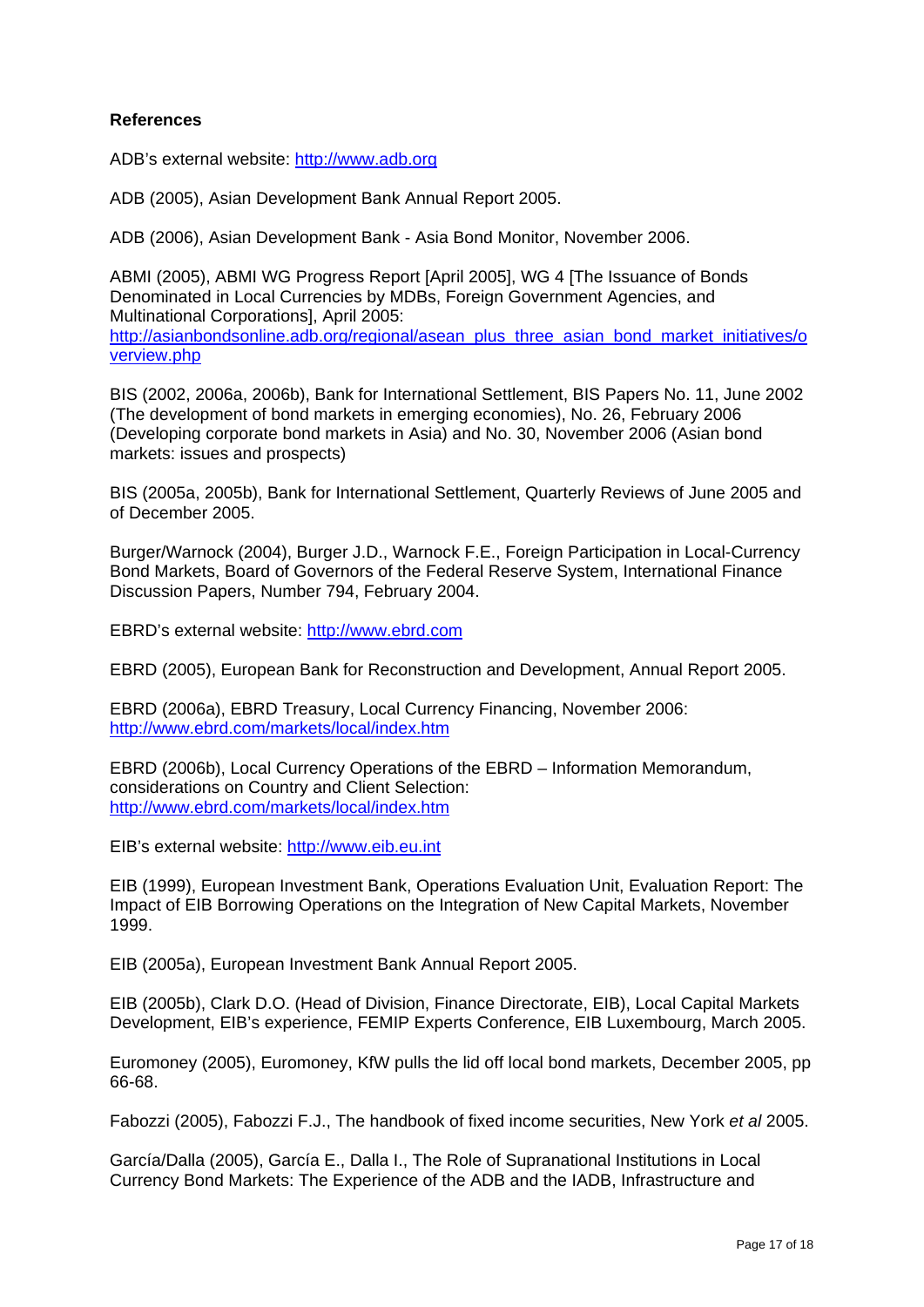**References**

ADB's external website: http://www.adb.org

ADB (2005), Asian Development Bank Annual Report 2005.

ADB (2006), Asian Development Bank - Asia Bond Monitor, November 2006.

ABMI (2005), ABMI WG Progress Report [April 2005], WG 4 [The Issuance of Bonds Denominated in Local Currencies by MDBs, Foreign Government Agencies, and Multinational Corporations], April 2005: http://asianbondsonline.adb.org/regional/asean_plus_three_asian_bond_market_initiatives/overview.php

BIS (2002, 2006a, 2006b), Bank for International Settlement, BIS Papers No. 11, June 2002 (The development of bond markets in emerging economies), No. 26, February 2006 (Developing corporate bond markets in Asia) and No. 30, November 2006 (Asian bond markets: issues and prospects)

BIS (2005a, 2005b), Bank for International Settlement, Quarterly Reviews of June 2005 and of December 2005.

Burger/Warnock (2004), Burger J.D., Warnock F.E., Foreign Participation in Local-Currency Bond Markets, Board of Governors of the Federal Reserve System, International Finance Discussion Papers, Number 794, February 2004.

EBRD's external website: http://www.ebrd.com

EBRD (2005), European Bank for Reconstruction and Development, Annual Report 2005.

EBRD (2006a), EBRD Treasury, Local Currency Financing, November 2006: http://www.ebrd.com/markets/local/index.htm

EBRD (2006b), Local Currency Operations of the EBRD – Information Memorandum, considerations on Country and Client Selection: http://www.ebrd.com/markets/local/index.htm

EIB's external website: http://www.eib.eu.int

EIB (1999), European Investment Bank, Operations Evaluation Unit, Evaluation Report: The Impact of EIB Borrowing Operations on the Integration of New Capital Markets, November 1999.

EIB (2005a), European Investment Bank Annual Report 2005.

EIB (2005b), Clark D.O. (Head of Division, Finance Directorate, EIB), Local Capital Markets Development, EIB's experience, FEMIP Experts Conference, EIB Luxembourg, March 2005.

Euromoney (2005), Euromoney, KfW pulls the lid off local bond markets, December 2005, pp 66-68.

Fabozzi (2005), Fabozzi F.J., The handbook of fixed income securities, New York *et al* 2005.

García/Dalla (2005), García E., Dalla I., The Role of Supranational Institutions in Local Currency Bond Markets: The Experience of the ADB and the IADB, Infrastructure and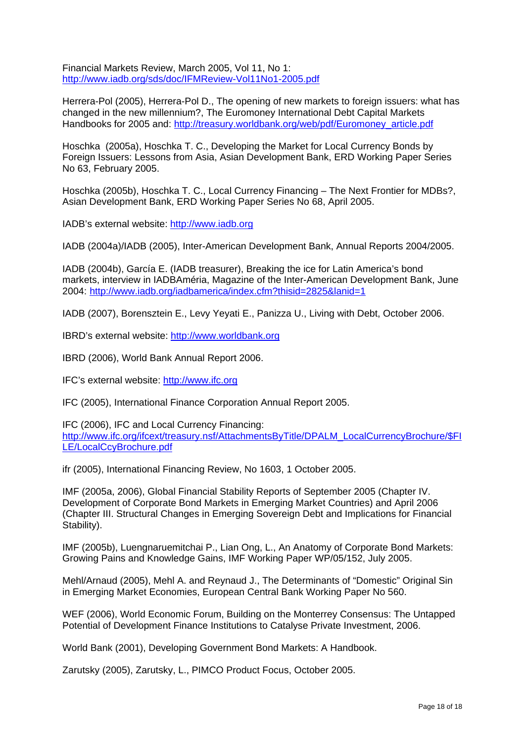Financial Markets Review, March 2005, Vol 11, No 1: http://www.iadb.org/sds/doc/IFMReview-Vol11No1-2005.pdf

Herrera-Pol (2005), Herrera-Pol D., The opening of new markets to foreign issuers: what has changed in the new millennium?, The Euromoney International Debt Capital Markets Handbooks for 2005 and: http://treasury.worldbank.org/web/pdf/Euromoney_article.pdf

Hoschka (2005a), Hoschka T. C., Developing the Market for Local Currency Bonds by Foreign Issuers: Lessons from Asia, Asian Development Bank, ERD Working Paper Series No 63, February 2005.

Hoschka (2005b), Hoschka T. C., Local Currency Financing – The Next Frontier for MDBs?, Asian Development Bank, ERD Working Paper Series No 68, April 2005.

IADB's external website: http://www.iadb.org

IADB (2004a)/IADB (2005), Inter-American Development Bank, Annual Reports 2004/2005.

IADB (2004b), García E. (IADB treasurer), Breaking the ice for Latin America's bond markets, interview in IADBAméria, Magazine of the Inter-American Development Bank, June 2004: http://www.iadb.org/iadbamerica/index.cfm?thisid=2825&lanid=1

IADB (2007), Borensztein E., Levy Yeyati E., Panizza U., Living with Debt, October 2006.

IBRD's external website: http://www.worldbank.org

IBRD (2006), World Bank Annual Report 2006.

IFC's external website: http://www.ifc.org

IFC (2005), International Finance Corporation Annual Report 2005.

IFC (2006), IFC and Local Currency Financing: http://www.ifc.org/ifcext/treasury.nsf/AttachmentsByTitle/DPALM_LocalCurrencyBrochure/$FILE/LocalCcyBrochure.pdf

ifr (2005), International Financing Review, No 1603, 1 October 2005.

IMF (2005a, 2006), Global Financial Stability Reports of September 2005 (Chapter IV. Development of Corporate Bond Markets in Emerging Market Countries) and April 2006 (Chapter III. Structural Changes in Emerging Sovereign Debt and Implications for Financial Stability).

IMF (2005b), Luengnaruemitchai P., Lian Ong, L., An Anatomy of Corporate Bond Markets: Growing Pains and Knowledge Gains, IMF Working Paper WP/05/152, July 2005.

Mehl/Arnaud (2005), Mehl A. and Reynaud J., The Determinants of "Domestic" Original Sin in Emerging Market Economies, European Central Bank Working Paper No 560.

WEF (2006), World Economic Forum, Building on the Monterrey Consensus: The Untapped Potential of Development Finance Institutions to Catalyse Private Investment, 2006.

World Bank (2001), Developing Government Bond Markets: A Handbook.

Zarutsky (2005), Zarutsky, L., PIMCO Product Focus, October 2005.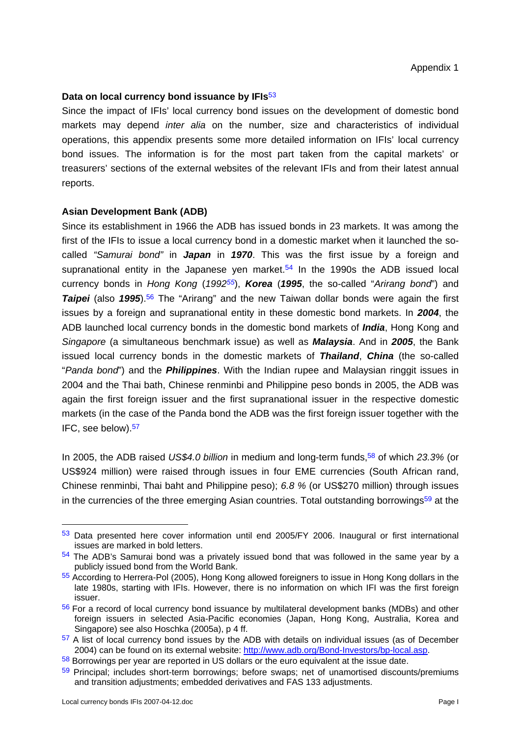Appendix 1

**Data on local currency bond issuance by IFIs**[53]

Since the impact of IFIs' local currency bond issues on the development of domestic bond markets may depend *inter alia* on the number, size and characteristics of individual operations, this appendix presents some more detailed information on IFIs' local currency bond issues. The information is for the most part taken from the capital markets' or treasurers' sections of the external websites of the relevant IFIs and from their latest annual reports.

**Asian Development Bank (ADB)**

Since its establishment in 1966 the ADB has issued bonds in 23 markets. It was among the first of the IFIs to issue a local currency bond in a domestic market when it launched the so-called *"Samurai bond"* in ***Japan*** in ***1970***. This was the first issue by a foreign and supranational entity in the Japanese yen market.[54] In the 1990s the ADB issued local currency bonds in *Hong Kong* (*1992*[55]), ***Korea*** (***1995***, the so-called "*Arirang bond*") and ***Taipei*** (also ***1995***).[56] The "Arirang" and the new Taiwan dollar bonds were again the first issues by a foreign and supranational entity in these domestic bond markets. In ***2004***, the ADB launched local currency bonds in the domestic bond markets of ***India***, Hong Kong and *Singapore* (a simultaneous benchmark issue) as well as ***Malaysia***. And in ***2005***, the Bank issued local currency bonds in the domestic markets of ***Thailand***, ***China*** (the so-called "*Panda bond*") and the ***Philippines***. With the Indian rupee and Malaysian ringgit issues in 2004 and the Thai bath, Chinese renminbi and Philippine peso bonds in 2005, the ADB was again the first foreign issuer and the first supranational issuer in the respective domestic markets (in the case of the Panda bond the ADB was the first foreign issuer together with the IFC, see below).[57]

In 2005, the ADB raised *US$4.0 billion* in medium and long-term funds,[58] of which *23.3%* (or US$924 million) were raised through issues in four EME currencies (South African rand, Chinese renminbi, Thai baht and Philippine peso); *6.8 %* (or US$270 million) through issues in the currencies of the three emerging Asian countries. Total outstanding borrowings[59] at the

---

[53] Data presented here cover information until end 2005/FY 2006. Inaugural or first international issues are marked in bold letters.

[54] The ADB's Samurai bond was a privately issued bond that was followed in the same year by a publicly issued bond from the World Bank.

[55] According to Herrera-Pol (2005), Hong Kong allowed foreigners to issue in Hong Kong dollars in the late 1980s, starting with IFIs. However, there is no information on which IFI was the first foreign issuer.

[56] For a record of local currency bond issuance by multilateral development banks (MDBs) and other foreign issuers in selected Asia-Pacific economies (Japan, Hong Kong, Australia, Korea and Singapore) see also Hoschka (2005a), p 4 ff.

[57] A list of local currency bond issues by the ADB with details on individual issues (as of December 2004) can be found on its external website: http://www.adb.org/Bond-Investors/bp-local.asp.

[58] Borrowings per year are reported in US dollars or the euro equivalent at the issue date.

[59] Principal; includes short-term borrowings; before swaps; net of unamortised discounts/premiums and transition adjustments; embedded derivatives and FAS 133 adjustments.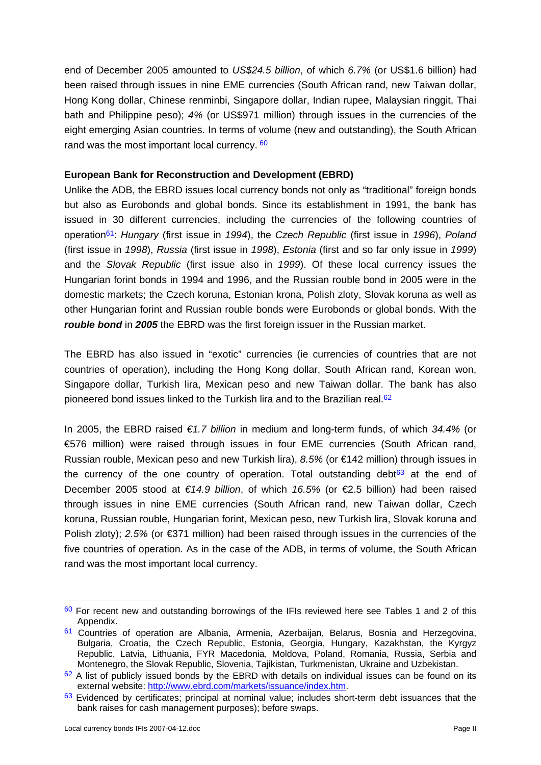end of December 2005 amounted to *US$24.5 billion*, of which *6.7%* (or US$1.6 billion) had been raised through issues in nine EME currencies (South African rand, new Taiwan dollar, Hong Kong dollar, Chinese renminbi, Singapore dollar, Indian rupee, Malaysian ringgit, Thai bath and Philippine peso); *4%* (or US$971 million) through issues in the currencies of the eight emerging Asian countries. In terms of volume (new and outstanding), the South African rand was the most important local currency. [60]

**European Bank for Reconstruction and Development (EBRD)**

Unlike the ADB, the EBRD issues local currency bonds not only as "traditional" foreign bonds but also as Eurobonds and global bonds. Since its establishment in 1991, the bank has issued in 30 different currencies, including the currencies of the following countries of operation[61]: *Hungary* (first issue in *1994*), the *Czech Republic* (first issue in *1996*), *Poland* (first issue in *1998*), *Russia* (first issue in *1998*), *Estonia* (first and so far only issue in *1999*) and the *Slovak Republic* (first issue also in *1999*). Of these local currency issues the Hungarian forint bonds in 1994 and 1996, and the Russian rouble bond in 2005 were in the domestic markets; the Czech koruna, Estonian krona, Polish zloty, Slovak koruna as well as other Hungarian forint and Russian rouble bonds were Eurobonds or global bonds. With the ***rouble bond*** in ***2005*** the EBRD was the first foreign issuer in the Russian market.

The EBRD has also issued in "exotic" currencies (ie currencies of countries that are not countries of operation), including the Hong Kong dollar, South African rand, Korean won, Singapore dollar, Turkish lira, Mexican peso and new Taiwan dollar. The bank has also pioneered bond issues linked to the Turkish lira and to the Brazilian real.[62]

In 2005, the EBRD raised *€1.7 billion* in medium and long-term funds, of which *34.4%* (or €576 million) were raised through issues in four EME currencies (South African rand, Russian rouble, Mexican peso and new Turkish lira), *8.5%* (or €142 million) through issues in the currency of the one country of operation. Total outstanding debt[63] at the end of December 2005 stood at *€14.9 billion*, of which *16.5%* (or €2.5 billion) had been raised through issues in nine EME currencies (South African rand, new Taiwan dollar, Czech koruna, Russian rouble, Hungarian forint, Mexican peso, new Turkish lira, Slovak koruna and Polish zloty); *2.5%* (or €371 million) had been raised through issues in the currencies of the five countries of operation. As in the case of the ADB, in terms of volume, the South African rand was the most important local currency.

---

[60] For recent new and outstanding borrowings of the IFIs reviewed here see Tables 1 and 2 of this Appendix.

[61] Countries of operation are Albania, Armenia, Azerbaijan, Belarus, Bosnia and Herzegovina, Bulgaria, Croatia, the Czech Republic, Estonia, Georgia, Hungary, Kazakhstan, the Kyrgyz Republic, Latvia, Lithuania, FYR Macedonia, Moldova, Poland, Romania, Russia, Serbia and Montenegro, the Slovak Republic, Slovenia, Tajikistan, Turkmenistan, Ukraine and Uzbekistan.

[62] A list of publicly issued bonds by the EBRD with details on individual issues can be found on its external website: http://www.ebrd.com/markets/issuance/index.htm.

[63] Evidenced by certificates; principal at nominal value; includes short-term debt issuances that the bank raises for cash management purposes); before swaps.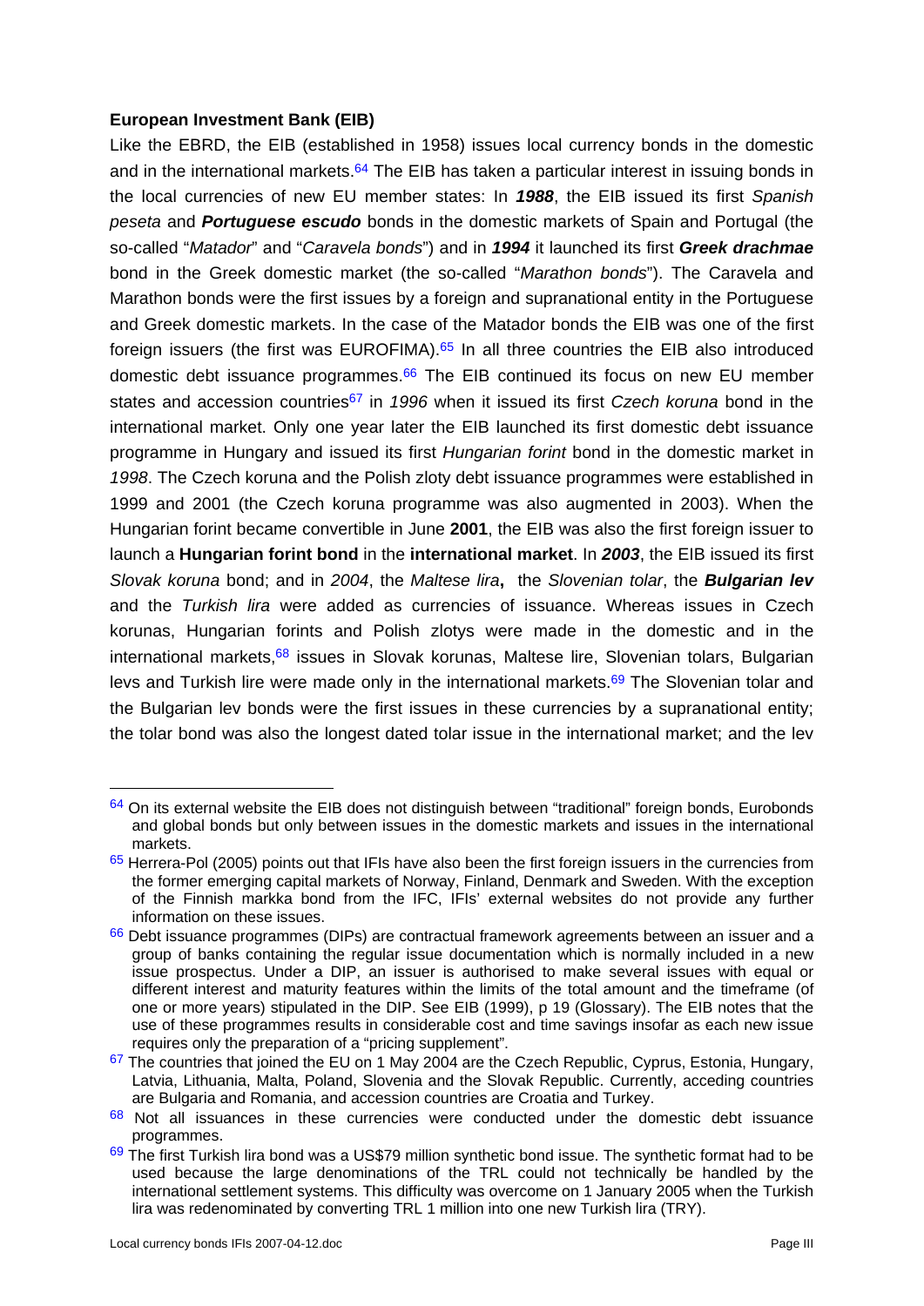**European Investment Bank (EIB)**

Like the EBRD, the EIB (established in 1958) issues local currency bonds in the domestic and in the international markets.[64] The EIB has taken a particular interest in issuing bonds in the local currencies of new EU member states: In ***1988***, the EIB issued its first *Spanish peseta* and ***Portuguese escudo*** bonds in the domestic markets of Spain and Portugal (the so-called "*Matador*" and "*Caravela bonds*") and in ***1994*** it launched its first ***Greek drachmae*** bond in the Greek domestic market (the so-called "*Marathon bonds*"). The Caravela and Marathon bonds were the first issues by a foreign and supranational entity in the Portuguese and Greek domestic markets. In the case of the Matador bonds the EIB was one of the first foreign issuers (the first was EUROFIMA).[65] In all three countries the EIB also introduced domestic debt issuance programmes.[66] The EIB continued its focus on new EU member states and accession countries[67] in *1996* when it issued its first *Czech koruna* bond in the international market. Only one year later the EIB launched its first domestic debt issuance programme in Hungary and issued its first *Hungarian forint* bond in the domestic market in *1998*. The Czech koruna and the Polish zloty debt issuance programmes were established in 1999 and 2001 (the Czech koruna programme was also augmented in 2003). When the Hungarian forint became convertible in June **2001**, the EIB was also the first foreign issuer to launch a **Hungarian forint bond** in the **international market**. In ***2003***, the EIB issued its first *Slovak koruna* bond; and in *2004*, the *Maltese lira***,** the *Slovenian tolar*, the ***Bulgarian lev*** and the *Turkish lira* were added as currencies of issuance. Whereas issues in Czech korunas, Hungarian forints and Polish zlotys were made in the domestic and in the international markets,[68] issues in Slovak korunas, Maltese lire, Slovenian tolars, Bulgarian levs and Turkish lire were made only in the international markets.[69] The Slovenian tolar and the Bulgarian lev bonds were the first issues in these currencies by a supranational entity; the tolar bond was also the longest dated tolar issue in the international market; and the lev

---

[64] On its external website the EIB does not distinguish between "traditional" foreign bonds, Eurobonds and global bonds but only between issues in the domestic markets and issues in the international markets.

[65] Herrera-Pol (2005) points out that IFIs have also been the first foreign issuers in the currencies from the former emerging capital markets of Norway, Finland, Denmark and Sweden. With the exception of the Finnish markka bond from the IFC, IFIs' external websites do not provide any further information on these issues.

[66] Debt issuance programmes (DIPs) are contractual framework agreements between an issuer and a group of banks containing the regular issue documentation which is normally included in a new issue prospectus. Under a DIP, an issuer is authorised to make several issues with equal or different interest and maturity features within the limits of the total amount and the timeframe (of one or more years) stipulated in the DIP. See EIB (1999), p 19 (Glossary). The EIB notes that the use of these programmes results in considerable cost and time savings insofar as each new issue requires only the preparation of a "pricing supplement".

[67] The countries that joined the EU on 1 May 2004 are the Czech Republic, Cyprus, Estonia, Hungary, Latvia, Lithuania, Malta, Poland, Slovenia and the Slovak Republic. Currently, acceding countries are Bulgaria and Romania, and accession countries are Croatia and Turkey.

[68] Not all issuances in these currencies were conducted under the domestic debt issuance programmes.

[69] The first Turkish lira bond was a US$79 million synthetic bond issue. The synthetic format had to be used because the large denominations of the TRL could not technically be handled by the international settlement systems. This difficulty was overcome on 1 January 2005 when the Turkish lira was redenominated by converting TRL 1 million into one new Turkish lira (TRY).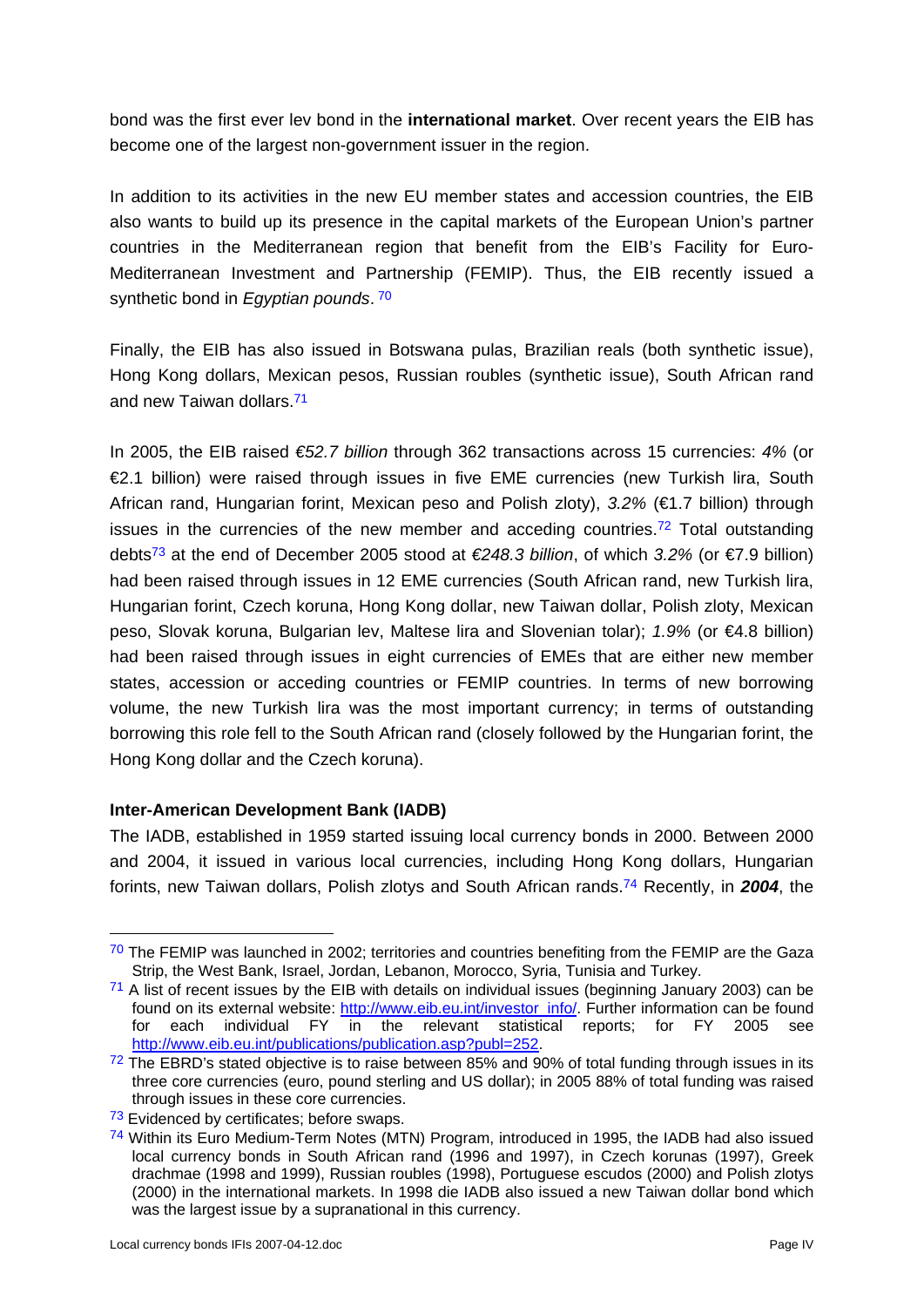bond was the first ever lev bond in the **international market**. Over recent years the EIB has become one of the largest non-government issuer in the region.

In addition to its activities in the new EU member states and accession countries, the EIB also wants to build up its presence in the capital markets of the European Union's partner countries in the Mediterranean region that benefit from the EIB's Facility for Euro-Mediterranean Investment and Partnership (FEMIP). Thus, the EIB recently issued a synthetic bond in *Egyptian pounds*. [70]

Finally, the EIB has also issued in Botswana pulas, Brazilian reals (both synthetic issue), Hong Kong dollars, Mexican pesos, Russian roubles (synthetic issue), South African rand and new Taiwan dollars.[71]

In 2005, the EIB raised *€52.7 billion* through 362 transactions across 15 currencies: *4%* (or €2.1 billion) were raised through issues in five EME currencies (new Turkish lira, South African rand, Hungarian forint, Mexican peso and Polish zloty), *3.2%* (€1.7 billion) through issues in the currencies of the new member and acceding countries.[72] Total outstanding debts[73] at the end of December 2005 stood at *€248.3 billion*, of which *3.2%* (or €7.9 billion) had been raised through issues in 12 EME currencies (South African rand, new Turkish lira, Hungarian forint, Czech koruna, Hong Kong dollar, new Taiwan dollar, Polish zloty, Mexican peso, Slovak koruna, Bulgarian lev, Maltese lira and Slovenian tolar); *1.9%* (or €4.8 billion) had been raised through issues in eight currencies of EMEs that are either new member states, accession or acceding countries or FEMIP countries. In terms of new borrowing volume, the new Turkish lira was the most important currency; in terms of outstanding borrowing this role fell to the South African rand (closely followed by the Hungarian forint, the Hong Kong dollar and the Czech koruna).

**Inter-American Development Bank (IADB)**

The IADB, established in 1959 started issuing local currency bonds in 2000. Between 2000 and 2004, it issued in various local currencies, including Hong Kong dollars, Hungarian forints, new Taiwan dollars, Polish zlotys and South African rands.[74] Recently, in ***2004***, the

---

[70] The FEMIP was launched in 2002; territories and countries benefiting from the FEMIP are the Gaza Strip, the West Bank, Israel, Jordan, Lebanon, Morocco, Syria, Tunisia and Turkey.

[71] A list of recent issues by the EIB with details on individual issues (beginning January 2003) can be found on its external website: http://www.eib.eu.int/investor_info/. Further information can be found for each individual FY in the relevant statistical reports; for FY 2005 see http://www.eib.eu.int/publications/publication.asp?publ=252.

[72] The EBRD's stated objective is to raise between 85% and 90% of total funding through issues in its three core currencies (euro, pound sterling and US dollar); in 2005 88% of total funding was raised through issues in these core currencies.

[73] Evidenced by certificates; before swaps.

[74] Within its Euro Medium-Term Notes (MTN) Program, introduced in 1995, the IADB had also issued local currency bonds in South African rand (1996 and 1997), in Czech korunas (1997), Greek drachmae (1998 and 1999), Russian roubles (1998), Portuguese escudos (2000) and Polish zlotys (2000) in the international markets. In 1998 die IADB also issued a new Taiwan dollar bond which was the largest issue by a supranational in this currency.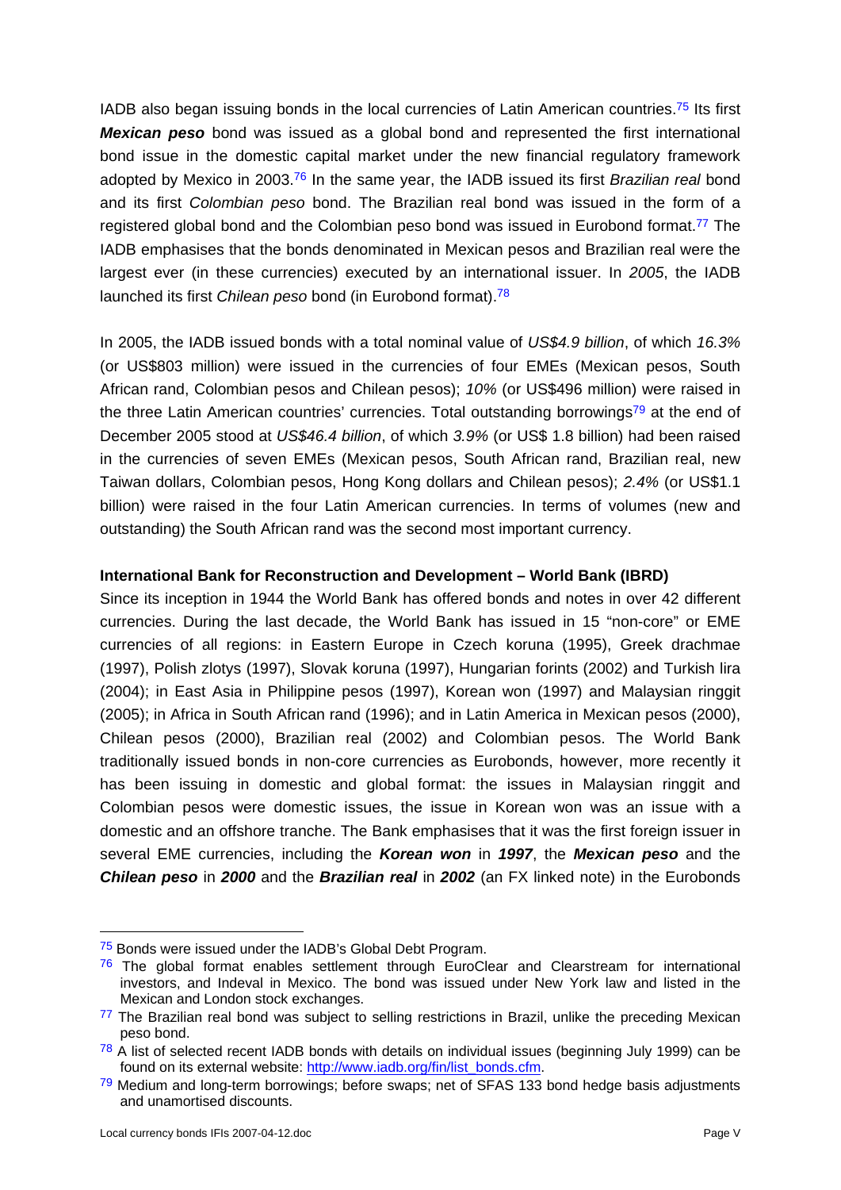IADB also began issuing bonds in the local currencies of Latin American countries.[75] Its first ***Mexican peso*** bond was issued as a global bond and represented the first international bond issue in the domestic capital market under the new financial regulatory framework adopted by Mexico in 2003.[76] In the same year, the IADB issued its first *Brazilian real* bond and its first *Colombian peso* bond. The Brazilian real bond was issued in the form of a registered global bond and the Colombian peso bond was issued in Eurobond format.[77] The IADB emphasises that the bonds denominated in Mexican pesos and Brazilian real were the largest ever (in these currencies) executed by an international issuer. In *2005*, the IADB launched its first *Chilean peso* bond (in Eurobond format).[78]

In 2005, the IADB issued bonds with a total nominal value of *US$4.9 billion*, of which *16.3%* (or US$803 million) were issued in the currencies of four EMEs (Mexican pesos, South African rand, Colombian pesos and Chilean pesos); *10%* (or US$496 million) were raised in the three Latin American countries' currencies. Total outstanding borrowings[79] at the end of December 2005 stood at *US$46.4 billion*, of which *3.9%* (or US$ 1.8 billion) had been raised in the currencies of seven EMEs (Mexican pesos, South African rand, Brazilian real, new Taiwan dollars, Colombian pesos, Hong Kong dollars and Chilean pesos); *2.4%* (or US$1.1 billion) were raised in the four Latin American currencies. In terms of volumes (new and outstanding) the South African rand was the second most important currency.

**International Bank for Reconstruction and Development – World Bank (IBRD)**

Since its inception in 1944 the World Bank has offered bonds and notes in over 42 different currencies. During the last decade, the World Bank has issued in 15 "non-core" or EME currencies of all regions: in Eastern Europe in Czech koruna (1995), Greek drachmae (1997), Polish zlotys (1997), Slovak koruna (1997), Hungarian forints (2002) and Turkish lira (2004); in East Asia in Philippine pesos (1997), Korean won (1997) and Malaysian ringgit (2005); in Africa in South African rand (1996); and in Latin America in Mexican pesos (2000), Chilean pesos (2000), Brazilian real (2002) and Colombian pesos. The World Bank traditionally issued bonds in non-core currencies as Eurobonds, however, more recently it has been issuing in domestic and global format: the issues in Malaysian ringgit and Colombian pesos were domestic issues, the issue in Korean won was an issue with a domestic and an offshore tranche. The Bank emphasises that it was the first foreign issuer in several EME currencies, including the ***Korean won*** in ***1997***, the ***Mexican peso*** and the ***Chilean peso*** in ***2000*** and the ***Brazilian real*** in ***2002*** (an FX linked note) in the Eurobonds

---

[75] Bonds were issued under the IADB's Global Debt Program.

[76] The global format enables settlement through EuroClear and Clearstream for international investors, and Indeval in Mexico. The bond was issued under New York law and listed in the Mexican and London stock exchanges.

[77] The Brazilian real bond was subject to selling restrictions in Brazil, unlike the preceding Mexican peso bond.

[78] A list of selected recent IADB bonds with details on individual issues (beginning July 1999) can be found on its external website: http://www.iadb.org/fin/list_bonds.cfm.

[79] Medium and long-term borrowings; before swaps; net of SFAS 133 bond hedge basis adjustments and unamortised discounts.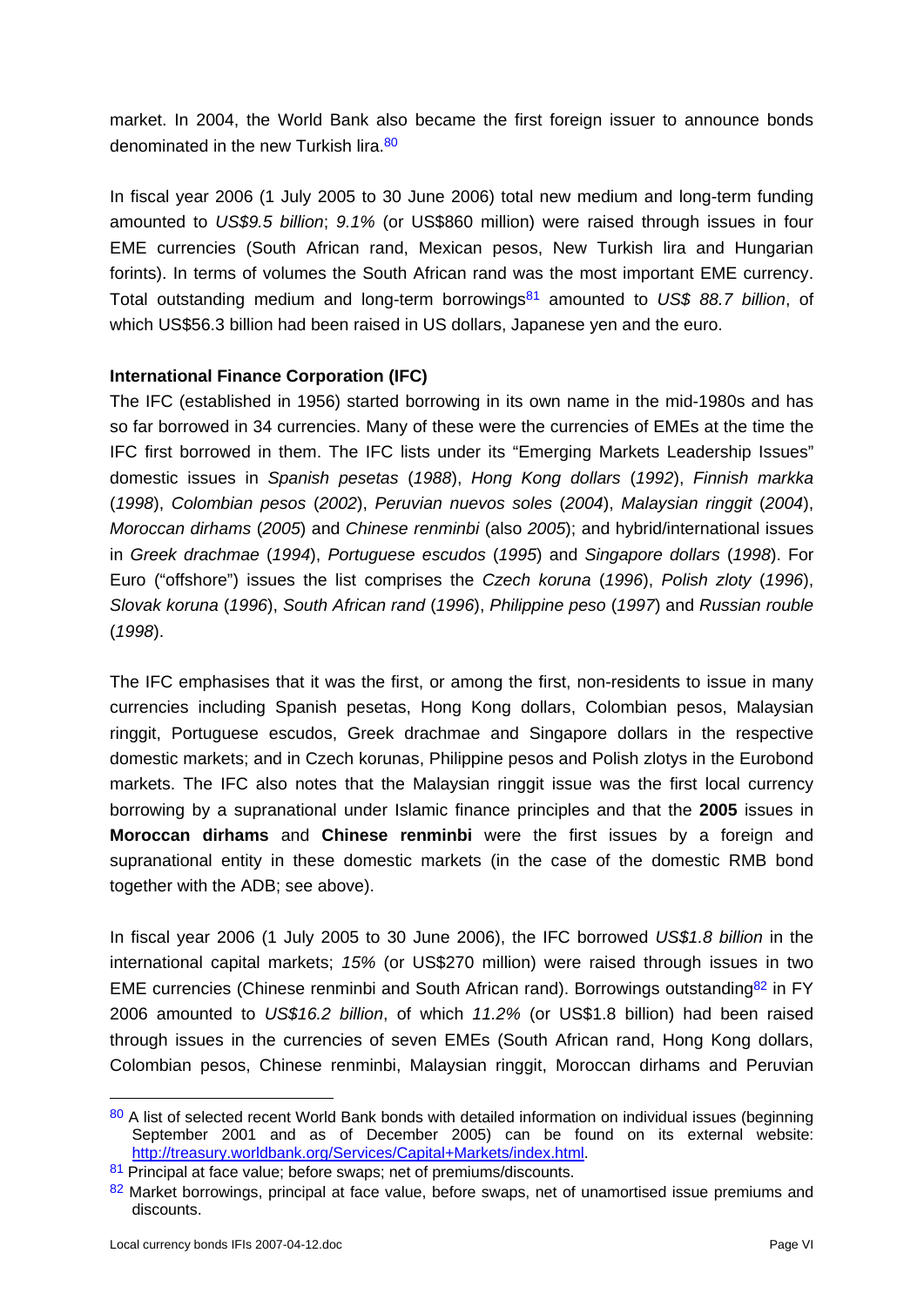market. In 2004, the World Bank also became the first foreign issuer to announce bonds denominated in the new Turkish lira.[80]

In fiscal year 2006 (1 July 2005 to 30 June 2006) total new medium and long-term funding amounted to *US$9.5 billion*; *9.1%* (or US$860 million) were raised through issues in four EME currencies (South African rand, Mexican pesos, New Turkish lira and Hungarian forints). In terms of volumes the South African rand was the most important EME currency. Total outstanding medium and long-term borrowings[81] amounted to *US$ 88.7 billion*, of which US$56.3 billion had been raised in US dollars, Japanese yen and the euro.

**International Finance Corporation (IFC)**

The IFC (established in 1956) started borrowing in its own name in the mid-1980s and has so far borrowed in 34 currencies. Many of these were the currencies of EMEs at the time the IFC first borrowed in them. The IFC lists under its "Emerging Markets Leadership Issues" domestic issues in *Spanish pesetas* (*1988*), *Hong Kong dollars* (*1992*), *Finnish markka* (*1998*), *Colombian pesos* (*2002*), *Peruvian nuevos soles* (*2004*), *Malaysian ringgit* (*2004*), *Moroccan dirhams* (*2005*) and *Chinese renminbi* (also *2005*); and hybrid/international issues in *Greek drachmae* (*1994*), *Portuguese escudos* (*1995*) and *Singapore dollars* (*1998*). For Euro ("offshore") issues the list comprises the *Czech koruna* (*1996*), *Polish zloty* (*1996*), *Slovak koruna* (*1996*), *South African rand* (*1996*), *Philippine peso* (*1997*) and *Russian rouble* (*1998*).

The IFC emphasises that it was the first, or among the first, non-residents to issue in many currencies including Spanish pesetas, Hong Kong dollars, Colombian pesos, Malaysian ringgit, Portuguese escudos, Greek drachmae and Singapore dollars in the respective domestic markets; and in Czech korunas, Philippine pesos and Polish zlotys in the Eurobond markets. The IFC also notes that the Malaysian ringgit issue was the first local currency borrowing by a supranational under Islamic finance principles and that the **2005** issues in **Moroccan dirhams** and **Chinese renminbi** were the first issues by a foreign and supranational entity in these domestic markets (in the case of the domestic RMB bond together with the ADB; see above).

In fiscal year 2006 (1 July 2005 to 30 June 2006), the IFC borrowed *US$1.8 billion* in the international capital markets; *15%* (or US$270 million) were raised through issues in two EME currencies (Chinese renminbi and South African rand). Borrowings outstanding[82] in FY 2006 amounted to *US$16.2 billion*, of which *11.2%* (or US$1.8 billion) had been raised through issues in the currencies of seven EMEs (South African rand, Hong Kong dollars, Colombian pesos, Chinese renminbi, Malaysian ringgit, Moroccan dirhams and Peruvian

---

[80] A list of selected recent World Bank bonds with detailed information on individual issues (beginning September 2001 and as of December 2005) can be found on its external website: http://treasury.worldbank.org/Services/Capital+Markets/index.html.

[81] Principal at face value; before swaps; net of premiums/discounts.

[82] Market borrowings, principal at face value, before swaps, net of unamortised issue premiums and discounts.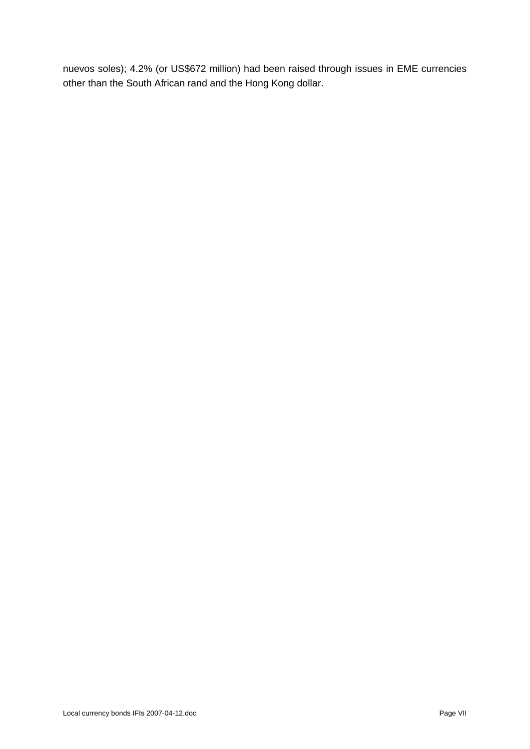nuevos soles); 4.2% (or US$672 million) had been raised through issues in EME currencies other than the South African rand and the Hong Kong dollar.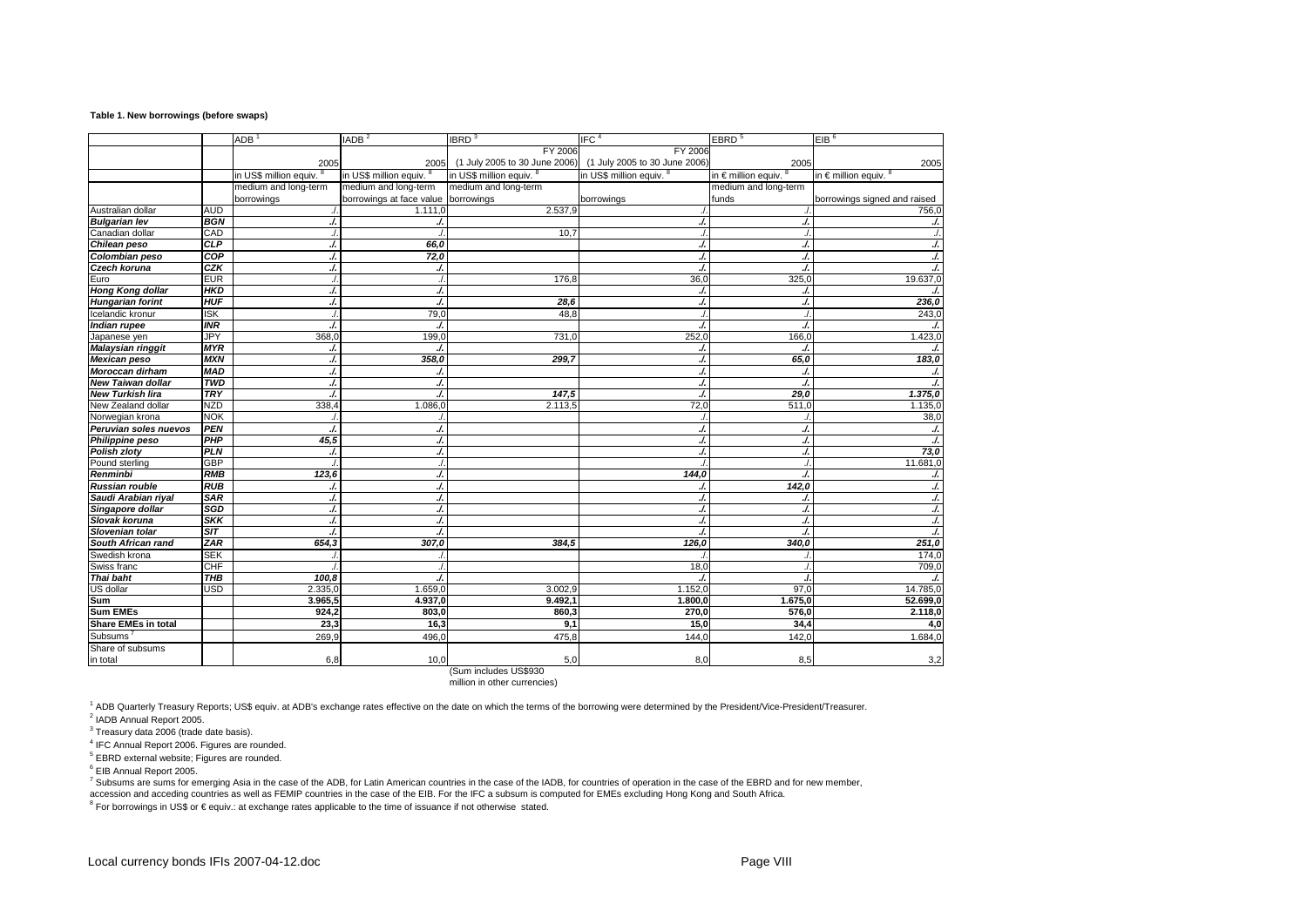**Table 1. New borrowings (before swaps)**

| | | ADB [1] | IADB [2] | IBRD [3] | IFC [4] | EBRD [5] | EIB [6] |
|---|---|---|---|---|---|---|---|
| | | | | FY 2006 | FY 2006 | | |
| | | 2005 | 2005 | (1 July 2005 to 30 June 2006) | (1 July 2005 to 30 June 2006) | 2005 | 2005 |
| | | in US$ million equiv. [8] | in US$ million equiv. [8] | in US$ million equiv. [8] | in US$ million equiv. [8] | in € million equiv. [8] | in € million equiv. [8] |
| | | medium and long-term borrowings | medium and long-term borrowings at face value | medium and long-term borrowings | borrowings | medium and long-term funds | borrowings signed and raised |
| Australian dollar | AUD | ./. | 1.111,0 | 2.537,9 | ./. | ./. | 756,0 |
| ***Bulgarian lev*** | ***BGN*** | ***./.*** | ***./.*** | | ***./.*** | ***./.*** | ***./.*** |
| Canadian dollar | CAD | ./. | ./. | 10,7 | ./. | ./. | ./. |
| ***Chilean peso*** | ***CLP*** | ***./.*** | ***66,0*** | | ***./.*** | ***./.*** | ***./.*** |
| ***Colombian peso*** | ***COP*** | ***./.*** | ***72,0*** | | ***./.*** | ***./.*** | ***./.*** |
| ***Czech koruna*** | ***CZK*** | ***./.*** | ***./.*** | | ***./.*** | ***./.*** | ***./.*** |
| Euro | EUR | ./. | ./. | 176,8 | 36,0 | 325,0 | 19.637,0 |
| ***Hong Kong dollar*** | ***HKD*** | ***./.*** | ***./.*** | | ***./.*** | ***./.*** | ***./.*** |
| ***Hungarian forint*** | ***HUF*** | ***./.*** | ***./.*** | ***28,6*** | ***./.*** | ***./.*** | ***236,0*** |
| Icelandic kronur | ISK | ./. | 79,0 | 48,8 | ./. | ./. | 243,0 |
| ***Indian rupee*** | ***INR*** | ***./.*** | ***./.*** | | ***./.*** | ***./.*** | ***./.*** |
| Japanese yen | JPY | 368,0 | 199,0 | 731,0 | 252,0 | 166,0 | 1.423,0 |
| ***Malaysian ringgit*** | ***MYR*** | ***./.*** | ***./.*** | | ***./.*** | ***./.*** | ***./.*** |
| ***Mexican peso*** | ***MXN*** | ***./.*** | ***358,0*** | ***299,7*** | ***./.*** | ***65,0*** | ***183,0*** |
| ***Moroccan dirham*** | ***MAD*** | ***./.*** | ***./.*** | | ***./.*** | ***./.*** | ***./.*** |
| ***New Taiwan dollar*** | ***TWD*** | ***./.*** | ***./.*** | | ***./.*** | ***./.*** | ***./.*** |
| ***New Turkish lira*** | ***TRY*** | ***./.*** | ***./.*** | ***147,5*** | ***./.*** | ***29,0*** | ***1.375,0*** |
| New Zealand dollar | NZD | 338,4 | 1.086,0 | 2.113,5 | 72,0 | 511,0 | 1.135,0 |
| Norwegian krona | NOK | ./. | ./. | | ./. | ./. | 38,0 |
| ***Peruvian soles nuevos*** | ***PEN*** | ***./.*** | ***./.*** | | ***./.*** | ***./.*** | ***./.*** |
| ***Philippine peso*** | ***PHP*** | ***45,5*** | ***./.*** | | ***./.*** | ***./.*** | ***./.*** |
| ***Polish zloty*** | ***PLN*** | ***./.*** | ***./.*** | | ***./.*** | ***./.*** | ***73,0*** |
| Pound sterling | GBP | ./. | ./. | | ./. | ./. | 11.681,0 |
| ***Renminbi*** | ***RMB*** | ***123,6*** | ***./.*** | | ***144,0*** | ***./.*** | ***./.*** |
| ***Russian rouble*** | ***RUB*** | ***./.*** | ***./.*** | | ***./.*** | ***142,0*** | ***./.*** |
| ***Saudi Arabian riyal*** | ***SAR*** | ***./.*** | ***./.*** | | ***./.*** | ***./.*** | ***./.*** |
| ***Singapore dollar*** | ***SGD*** | ***./.*** | ***./.*** | | ***./.*** | ***./.*** | ***./.*** |
| ***Slovak koruna*** | ***SKK*** | ***./.*** | ***./.*** | | ***./.*** | ***./.*** | ***./.*** |
| ***Slovenian tolar*** | ***SIT*** | ***./.*** | ***./.*** | | ***./.*** | ***./.*** | ***./.*** |
| ***South African rand*** | ***ZAR*** | ***654,3*** | ***307,0*** | ***384,5*** | ***126,0*** | ***340,0*** | ***251,0*** |
| Swedish krona | SEK | ./. | ./. | | ./. | ./. | 174,0 |
| Swiss franc | CHF | ./. | ./. | | 18,0 | ./. | 709,0 |
| ***Thai baht*** | ***THB*** | ***100,8*** | ***./.*** | | ***./.*** | ***./.*** | ***./.*** |
| US dollar | USD | 2.335,0 | 1.659,0 | 3.002,9 | 1.152,0 | 97,0 | 14.785,0 |
| **Sum** | | **3.965,5** | **4.937,0** | **9.492,1** | **1.800,0** | **1.675,0** | **52.699,0** |
| **Sum EMEs** | | **924,2** | **803,0** | **860,3** | **270,0** | **576,0** | **2.118,0** |
| **Share EMEs in total** | | **23,3** | **16,3** | **9,1** | **15,0** | **34,4** | **4,0** |
| Subsums [7] | | 269,9 | 496,0 | 475,8 | 144,0 | 142,0 | 1.684,0 |
| Share of subsums in total | | 6,8 | 10,0 | 5,0 | 8,0 | 8,5 | 3,2 |
| | | | | (Sum includes US$930 million in other currencies) | | | |

[1] ADB Quarterly Treasury Reports; US$ equiv. at ADB's exchange rates effective on the date on which the terms of the borrowing were determined by the President/Vice-President/Treasurer.

[2] IADB Annual Report 2005.

[3] Treasury data 2006 (trade date basis).

[4] IFC Annual Report 2006. Figures are rounded.

[5] EBRD external website; Figures are rounded.

[6] EIB Annual Report 2005.

[7] Subsums are sums for emerging Asia in the case of the ADB, for Latin American countries in the case of the IADB, for countries of operation in the case of the EBRD and for new member, accession and acceding countries as well as FEMIP countries in the case of the EIB. For the IFC a subsum is computed for EMEs excluding Hong Kong and South Africa.

[8] For borrowings in US$ or € equiv.: at exchange rates applicable to the time of issuance if not otherwise stated.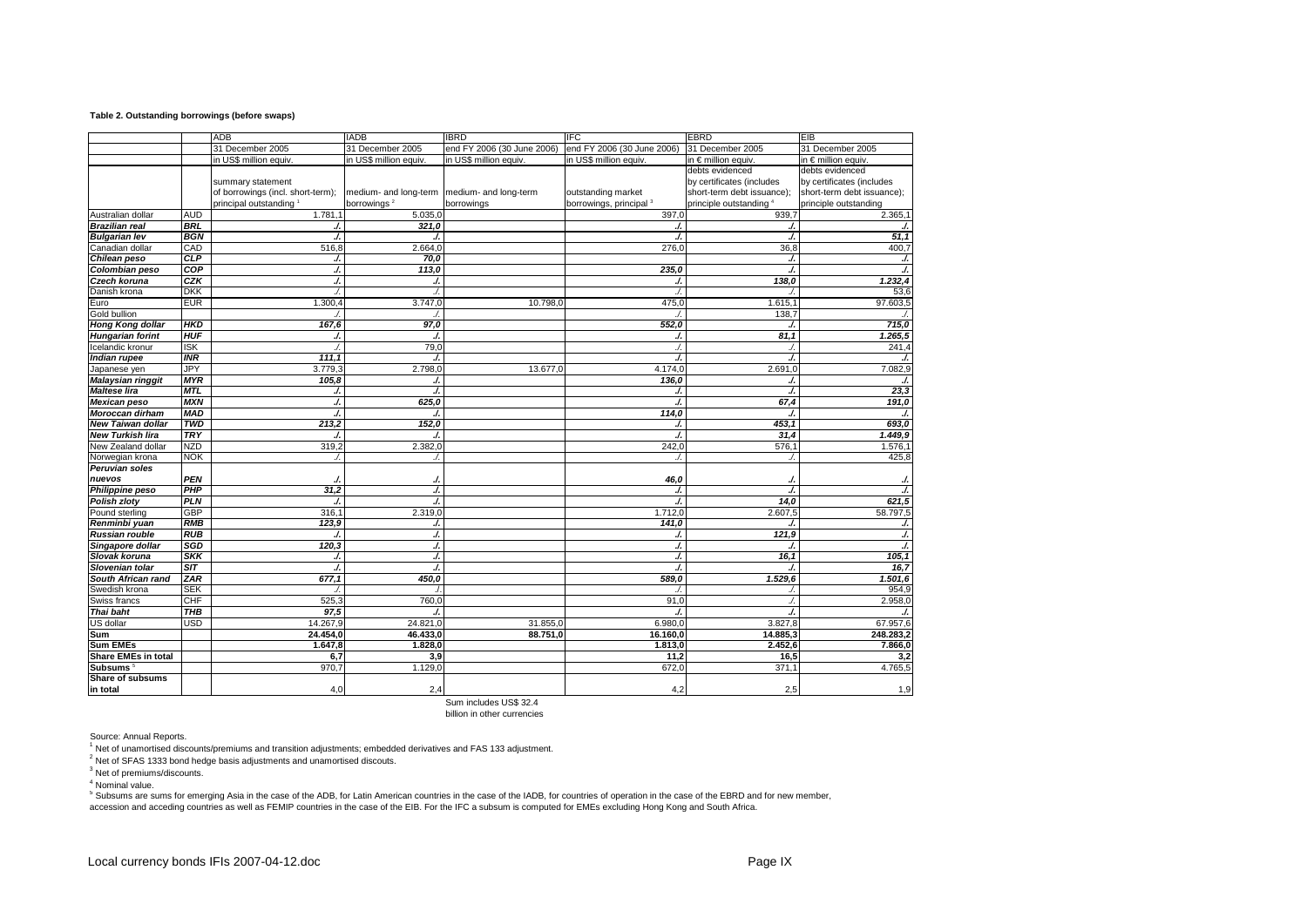**Table 2. Outstanding borrowings (before swaps)**

| | | ADB | IADB | IBRD | IFC | EBRD | EIB |
|---|---|---|---|---|---|---|---|
| | | 31 December 2005 | 31 December 2005 | end FY 2006 (30 June 2006) | end FY 2006 (30 June 2006) | 31 December 2005 | 31 December 2005 |
| | | in US$ million equiv. | in US$ million equiv. | in US$ million equiv. | in US$ million equiv. | in € million equiv. | in € million equiv. |
| | | summary statement of borrowings (incl. short-term); principal outstanding [1] | medium- and long-term borrowings [2] | medium- and long-term borrowings | outstanding market borrowings, principal [3] | debts evidenced by certificates (includes short-term debt issuance); principle outstanding [4] | debts evidenced by certificates (includes short-term debt issuance); principle outstanding |
| Australian dollar | AUD | 1.781,1 | 5.035,0 | | 397,0 | 939,7 | 2.365,1 |
| ***Brazilian real*** | ***BRL*** | ***./.*** | ***321,0*** | | ***./.*** | ***./.*** | ***./.*** |
| ***Bulgarian lev*** | ***BGN*** | ***./.*** | ***./.*** | | ***./.*** | ***./.*** | ***51,1*** |
| Canadian dollar | CAD | 516,8 | 2.664,0 | | 276,0 | 36,8 | 400,7 |
| ***Chilean peso*** | ***CLP*** | ***./.*** | ***70,0*** | | | ***./.*** | ***./.*** |
| ***Colombian peso*** | ***COP*** | ***./.*** | ***113,0*** | | ***235,0*** | ***./.*** | ***./.*** |
| ***Czech koruna*** | ***CZK*** | ***./.*** | ***./.*** | | ***./.*** | ***138,0*** | ***1.232,4*** |
| Danish krona | DKK | ./. | ./. | | ./. | ./. | 53,6 |
| Euro | EUR | 1.300,4 | 3.747,0 | 10.798,0 | 475,0 | 1.615,1 | 97.603,5 |
| Gold bullion | | ./. | ./. | | ./. | 138,7 | ./. |
| ***Hong Kong dollar*** | ***HKD*** | ***167,6*** | ***97,0*** | | ***552,0*** | ***./.*** | ***715,0*** |
| ***Hungarian forint*** | ***HUF*** | ***./.*** | ***./.*** | | ***./.*** | ***81,1*** | ***1.265,5*** |
| Icelandic kronur | ISK | ./. | 79,0 | | ./. | ./. | 241,4 |
| ***Indian rupee*** | ***INR*** | ***111,1*** | ***./.*** | | ***./.*** | ***./.*** | ***./.*** |
| Japanese yen | JPY | 3.779,3 | 2.798,0 | 13.677,0 | 4.174,0 | 2.691,0 | 7.082,9 |
| ***Malaysian ringgit*** | ***MYR*** | ***105,8*** | ***./.*** | | ***136,0*** | ***./.*** | ***./.*** |
| ***Maltese lira*** | ***MTL*** | ***./.*** | ***./.*** | | ***./.*** | ***./.*** | ***23,3*** |
| ***Mexican peso*** | ***MXN*** | ***./.*** | ***625,0*** | | ***./.*** | ***67,4*** | ***191,0*** |
| ***Moroccan dirham*** | ***MAD*** | ***./.*** | ***./.*** | | ***114,0*** | ***./.*** | ***./.*** |
| ***New Taiwan dollar*** | ***TWD*** | ***213,2*** | ***152,0*** | | ***./.*** | ***453,1*** | ***693,0*** |
| ***New Turkish lira*** | ***TRY*** | ***./.*** | ***./.*** | | ***./.*** | ***31,4*** | ***1.449,9*** |
| New Zealand dollar | NZD | 319,2 | 2.382,0 | | 242,0 | 576,1 | 1.576,1 |
| Norwegian krona | NOK | ./. | ./. | | ./. | ./. | 425,8 |
| ***Peruvian soles nuevos*** | ***PEN*** | ***./.*** | ***./.*** | | ***46,0*** | ***./.*** | ***./.*** |
| ***Philippine peso*** | ***PHP*** | ***31,2*** | ***./.*** | | ***./.*** | ***./.*** | ***./.*** |
| ***Polish zloty*** | ***PLN*** | ***./.*** | ***./.*** | | ***./.*** | ***14,0*** | ***621,5*** |
| Pound sterling | GBP | 316,1 | 2.319,0 | | 1.712,0 | 2.607,5 | 58.797,5 |
| ***Renminbi yuan*** | ***RMB*** | ***123,9*** | ***./.*** | | ***141,0*** | ***./.*** | ***./.*** |
| ***Russian rouble*** | ***RUB*** | ***./.*** | ***./.*** | | ***./.*** | ***121,9*** | ***./.*** |
| ***Singapore dollar*** | ***SGD*** | ***120,3*** | ***./.*** | | ***./.*** | ***./.*** | ***./.*** |
| ***Slovak koruna*** | ***SKK*** | ***./.*** | ***./.*** | | ***./.*** | ***16,1*** | ***105,1*** |
| ***Slovenian tolar*** | ***SIT*** | ***./.*** | ***./.*** | | ***./.*** | ***./.*** | ***16,7*** |
| ***South African rand*** | ***ZAR*** | ***677,1*** | ***450,0*** | | ***589,0*** | ***1.529,6*** | ***1.501,6*** |
| Swedish krona | SEK | ./. | ./. | | ./. | ./. | 954,9 |
| Swiss francs | CHF | 525,3 | 760,0 | | 91,0 | ./. | 2.958,0 |
| ***Thai baht*** | ***THB*** | ***97,5*** | ***./.*** | | ***./.*** | ***./.*** | ***./.*** |
| US dollar | USD | 14.267,9 | 24.821,0 | 31.855,0 | 6.980,0 | 3.827,8 | 67.957,6 |
| **Sum** | | **24.454,0** | **46.433,0** | **88.751,0** | **16.160,0** | **14.885,3** | **248.283,2** |
| **Sum EMEs** | | **1.647,8** | **1.828,0** | | **1.813,0** | **2.452,6** | **7.866,0** |
| **Share EMEs in total** | | **6,7** | **3,9** | | **11,2** | **16,5** | **3,2** |
| **Subsums** [5] | | 970,7 | 1.129,0 | | 672,0 | 371,1 | 4.765,5 |
| **Share of subsums in total** | | 4,0 | 2,4 | | 4,2 | 2,5 | 1,9 |

Sum includes US$ 32.4 billion in other currencies

Source: Annual Reports.

[1] Net of unamortised discounts/premiums and transition adjustments; embedded derivatives and FAS 133 adjustment.

[2] Net of SFAS 1333 bond hedge basis adjustments and unamortised discouts.

[3] Net of premiums/discounts.

[4] Nominal value.

[5] Subsums are sums for emerging Asia in the case of the ADB, for Latin American countries in the case of the IADB, for countries of operation in the case of the EBRD and for new member, accession and acceding countries as well as FEMIP countries in the case of the EIB. For the IFC a subsum is computed for EMEs excluding Hong Kong and South Africa.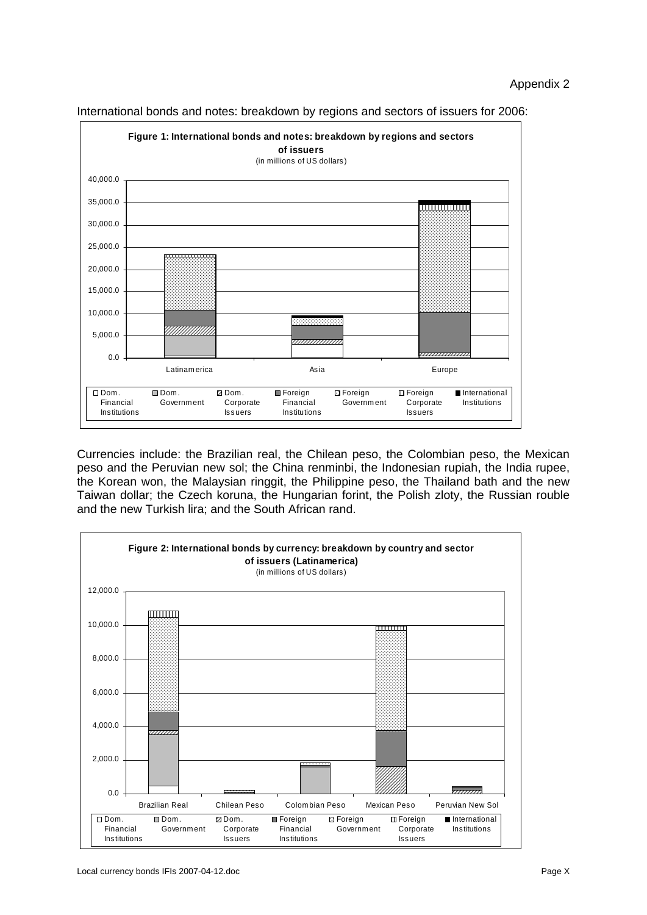# Appendix 2

International bonds and notes: breakdown by regions and sectors of issuers for 2006:

**Figure 1: International bonds and notes: breakdown by regions and sectors of issuers**
(in millions of US dollars)

Currencies include: the Brazilian real, the Chilean peso, the Colombian peso, the Mexican peso and the Peruvian new sol; the China renminbi, the Indonesian rupiah, the India rupee, the Korean won, the Malaysian ringgit, the Philippine peso, the Thailand bath and the new Taiwan dollar; the Czech koruna, the Hungarian forint, the Polish zloty, the Russian rouble and the new Turkish lira; and the South African rand.

**Figure 2: International bonds by currency: breakdown by country and sector of issuers (Latinamerica)**
(in millions of US dollars)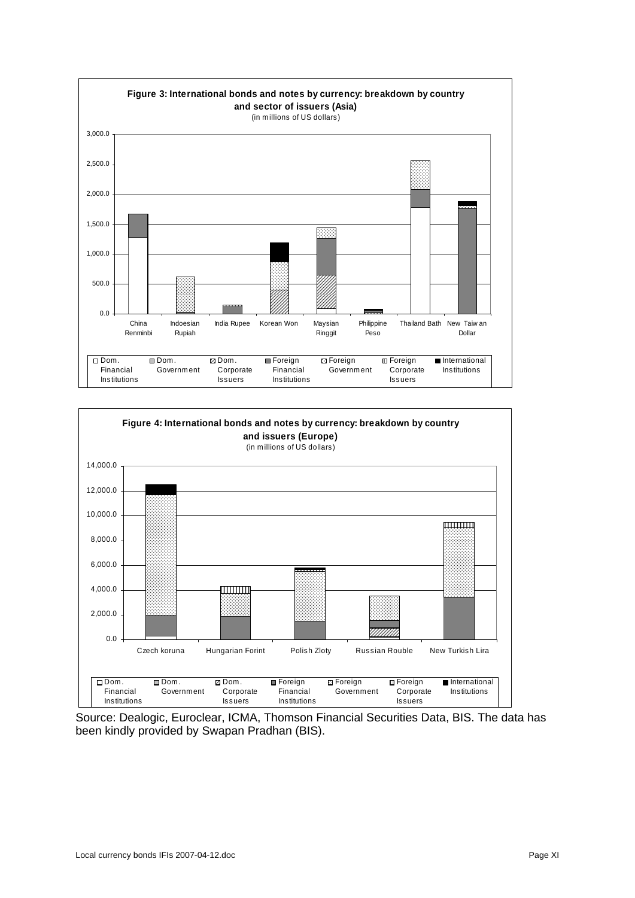**Figure 3: International bonds and notes by currency: breakdown by country and sector of issuers (Asia)**
(in millions of US dollars)

**Figure 4: International bonds and notes by currency: breakdown by country and issuers (Europe)**
(in millions of US dollars)

Source: Dealogic, Euroclear, ICMA, Thomson Financial Securities Data, BIS. The data has been kindly provided by Swapan Pradhan (BIS).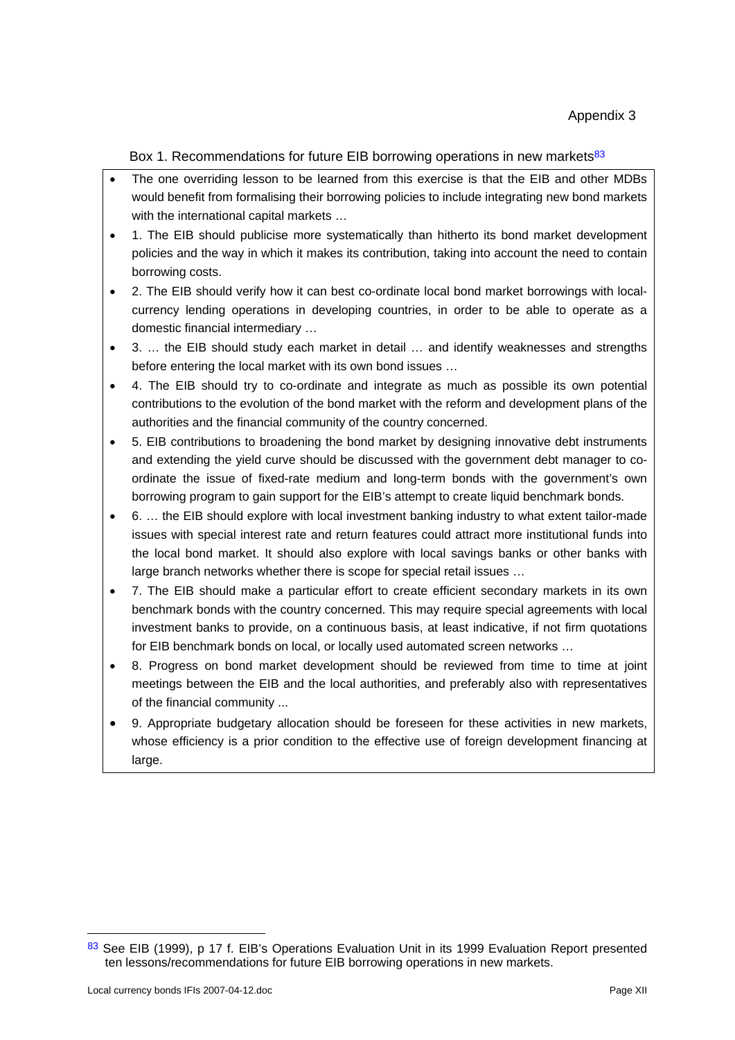Appendix 3

Box 1. Recommendations for future EIB borrowing operations in new markets[83]

- The one overriding lesson to be learned from this exercise is that the EIB and other MDBs would benefit from formalising their borrowing policies to include integrating new bond markets with the international capital markets …
- 1. The EIB should publicise more systematically than hitherto its bond market development policies and the way in which it makes its contribution, taking into account the need to contain borrowing costs.
- 2. The EIB should verify how it can best co-ordinate local bond market borrowings with local-currency lending operations in developing countries, in order to be able to operate as a domestic financial intermediary …
- 3. … the EIB should study each market in detail … and identify weaknesses and strengths before entering the local market with its own bond issues …
- 4. The EIB should try to co-ordinate and integrate as much as possible its own potential contributions to the evolution of the bond market with the reform and development plans of the authorities and the financial community of the country concerned.
- 5. EIB contributions to broadening the bond market by designing innovative debt instruments and extending the yield curve should be discussed with the government debt manager to co-ordinate the issue of fixed-rate medium and long-term bonds with the government's own borrowing program to gain support for the EIB's attempt to create liquid benchmark bonds.
- 6. … the EIB should explore with local investment banking industry to what extent tailor-made issues with special interest rate and return features could attract more institutional funds into the local bond market. It should also explore with local savings banks or other banks with large branch networks whether there is scope for special retail issues …
- 7. The EIB should make a particular effort to create efficient secondary markets in its own benchmark bonds with the country concerned. This may require special agreements with local investment banks to provide, on a continuous basis, at least indicative, if not firm quotations for EIB benchmark bonds on local, or locally used automated screen networks …
- 8. Progress on bond market development should be reviewed from time to time at joint meetings between the EIB and the local authorities, and preferably also with representatives of the financial community ...
- 9. Appropriate budgetary allocation should be foreseen for these activities in new markets, whose efficiency is a prior condition to the effective use of foreign development financing at large.

[83] See EIB (1999), p 17 f. EIB's Operations Evaluation Unit in its 1999 Evaluation Report presented ten lessons/recommendations for future EIB borrowing operations in new markets.